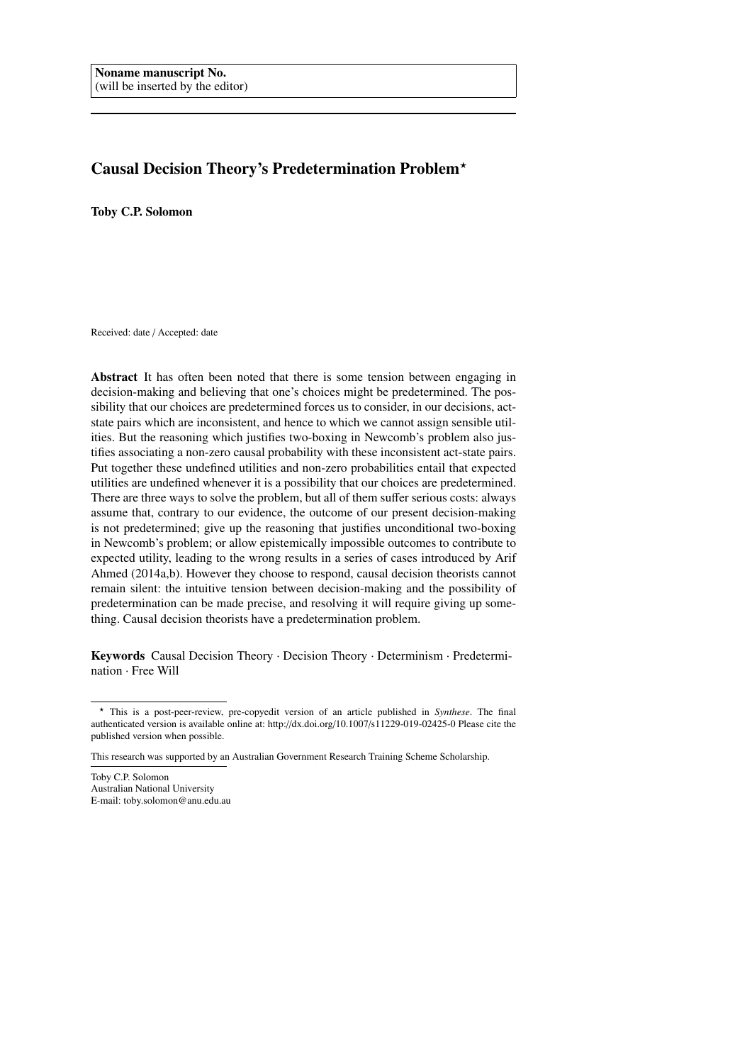Noname manuscript No.
(will be inserted by the editor)

# Causal Decision Theory's Predetermination Problem*

**Toby C.P. Solomon**

Received: date / Accepted: date

**Abstract** It has often been noted that there is some tension between engaging in decision-making and believing that one's choices might be predetermined. The possibility that our choices are predetermined forces us to consider, in our decisions, act-state pairs which are inconsistent, and hence to which we cannot assign sensible utilities. But the reasoning which justifies two-boxing in Newcomb's problem also justifies associating a non-zero causal probability with these inconsistent act-state pairs. Put together these undefined utilities and non-zero probabilities entail that expected utilities are undefined whenever it is a possibility that our choices are predetermined. There are three ways to solve the problem, but all of them suffer serious costs: always assume that, contrary to our evidence, the outcome of our present decision-making is not predetermined; give up the reasoning that justifies unconditional two-boxing in Newcomb's problem; or allow epistemically impossible outcomes to contribute to expected utility, leading to the wrong results in a series of cases introduced by Arif Ahmed (2014a,b). However they choose to respond, causal decision theorists cannot remain silent: the intuitive tension between decision-making and the possibility of predetermination can be made precise, and resolving it will require giving up something. Causal decision theorists have a predetermination problem.

**Keywords** Causal Decision Theory · Decision Theory · Determinism · Predetermination · Free Will

---

* This is a post-peer-review, pre-copyedit version of an article published in *Synthese*. The final authenticated version is available online at: http://dx.doi.org/10.1007/s11229-019-02425-0 Please cite the published version when possible.

This research was supported by an Australian Government Research Training Scheme Scholarship.

Toby C.P. Solomon
Australian National University
E-mail: toby.solomon@anu.edu.au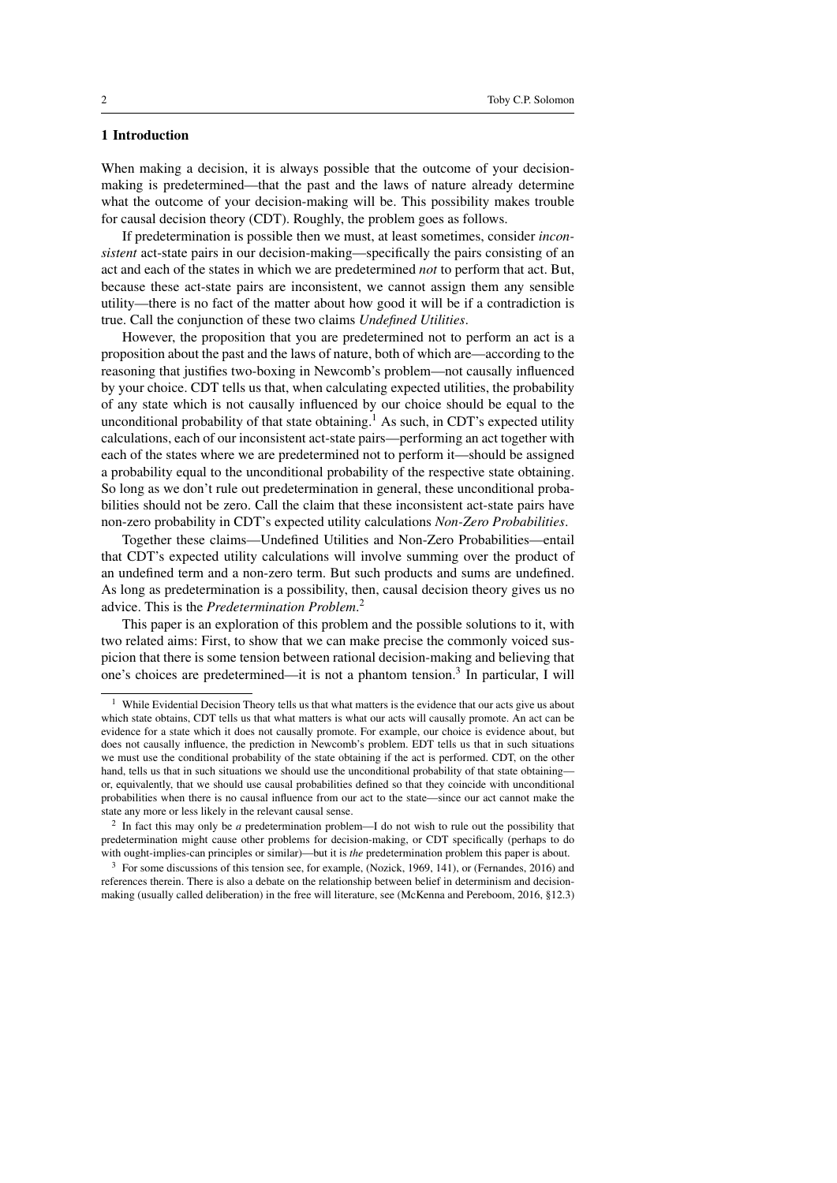## 1 Introduction

When making a decision, it is always possible that the outcome of your decision-making is predetermined—that the past and the laws of nature already determine what the outcome of your decision-making will be. This possibility makes trouble for causal decision theory (CDT). Roughly, the problem goes as follows.

If predetermination is possible then we must, at least sometimes, consider *inconsistent* act-state pairs in our decision-making—specifically the pairs consisting of an act and each of the states in which we are predetermined *not* to perform that act. But, because these act-state pairs are inconsistent, we cannot assign them any sensible utility—there is no fact of the matter about how good it will be if a contradiction is true. Call the conjunction of these two claims *Undefined Utilities*.

However, the proposition that you are predetermined not to perform an act is a proposition about the past and the laws of nature, both of which are—according to the reasoning that justifies two-boxing in Newcomb's problem—not causally influenced by your choice. CDT tells us that, when calculating expected utilities, the probability of any state which is not causally influenced by our choice should be equal to the unconditional probability of that state obtaining.[1] As such, in CDT's expected utility calculations, each of our inconsistent act-state pairs—performing an act together with each of the states where we are predetermined not to perform it—should be assigned a probability equal to the unconditional probability of the respective state obtaining. So long as we don't rule out predetermination in general, these unconditional probabilities should not be zero. Call the claim that these inconsistent act-state pairs have non-zero probability in CDT's expected utility calculations *Non-Zero Probabilities*.

Together these claims—Undefined Utilities and Non-Zero Probabilities—entail that CDT's expected utility calculations will involve summing over the product of an undefined term and a non-zero term. But such products and sums are undefined. As long as predetermination is a possibility, then, causal decision theory gives us no advice. This is the *Predetermination Problem*.[2]

This paper is an exploration of this problem and the possible solutions to it, with two related aims: First, to show that we can make precise the commonly voiced suspicion that there is some tension between rational decision-making and believing that one's choices are predetermined—it is not a phantom tension.[3] In particular, I will

---

[1] While Evidential Decision Theory tells us that what matters is the evidence that our acts give us about which state obtains, CDT tells us that what matters is what our acts will causally promote. An act can be evidence for a state which it does not causally promote. For example, our choice is evidence about, but does not causally influence, the prediction in Newcomb's problem. EDT tells us that in such situations we must use the conditional probability of the state obtaining if the act is performed. CDT, on the other hand, tells us that in such situations we should use the unconditional probability of that state obtaining—or, equivalently, that we should use causal probabilities defined so that they coincide with unconditional probabilities when there is no causal influence from our act to the state—since our act cannot make the state any more or less likely in the relevant causal sense.

[2] In fact this may only be *a* predetermination problem—I do not wish to rule out the possibility that predetermination might cause other problems for decision-making, or CDT specifically (perhaps to do with ought-implies-can principles or similar)—but it is *the* predetermination problem this paper is about.

[3] For some discussions of this tension see, for example, (Nozick, 1969, 141), or (Fernandes, 2016) and references therein. There is also a debate on the relationship between belief in determinism and decision-making (usually called deliberation) in the free will literature, see (McKenna and Pereboom, 2016, §12.3)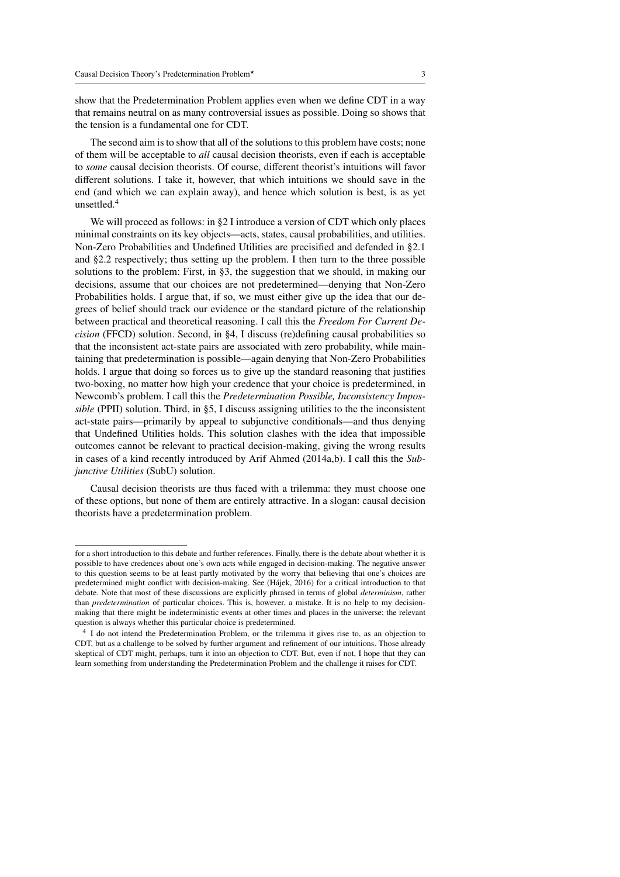show that the Predetermination Problem applies even when we define CDT in a way that remains neutral on as many controversial issues as possible. Doing so shows that the tension is a fundamental one for CDT.

The second aim is to show that all of the solutions to this problem have costs; none of them will be acceptable to *all* causal decision theorists, even if each is acceptable to *some* causal decision theorists. Of course, different theorist's intuitions will favor different solutions. I take it, however, that which intuitions we should save in the end (and which we can explain away), and hence which solution is best, is as yet unsettled.[4]

We will proceed as follows: in §2 I introduce a version of CDT which only places minimal constraints on its key objects—acts, states, causal probabilities, and utilities. Non-Zero Probabilities and Undefined Utilities are precisified and defended in §2.1 and §2.2 respectively; thus setting up the problem. I then turn to the three possible solutions to the problem: First, in §3, the suggestion that we should, in making our decisions, assume that our choices are not predetermined—denying that Non-Zero Probabilities holds. I argue that, if so, we must either give up the idea that our degrees of belief should track our evidence or the standard picture of the relationship between practical and theoretical reasoning. I call this the *Freedom For Current Decision* (FFCD) solution. Second, in §4, I discuss (re)defining causal probabilities so that the inconsistent act-state pairs are associated with zero probability, while maintaining that predetermination is possible—again denying that Non-Zero Probabilities holds. I argue that doing so forces us to give up the standard reasoning that justifies two-boxing, no matter how high your credence that your choice is predetermined, in Newcomb's problem. I call this the *Predetermination Possible, Inconsistency Impossible* (PPII) solution. Third, in §5, I discuss assigning utilities to the the inconsistent act-state pairs—primarily by appeal to subjunctive conditionals—and thus denying that Undefined Utilities holds. This solution clashes with the idea that impossible outcomes cannot be relevant to practical decision-making, giving the wrong results in cases of a kind recently introduced by Arif Ahmed (2014a,b). I call this the *Subjunctive Utilities* (SubU) solution.

Causal decision theorists are thus faced with a trilemma: they must choose one of these options, but none of them are entirely attractive. In a slogan: causal decision theorists have a predetermination problem.

---

for a short introduction to this debate and further references. Finally, there is the debate about whether it is possible to have credences about one's own acts while engaged in decision-making. The negative answer to this question seems to be at least partly motivated by the worry that believing that one's choices are predetermined might conflict with decision-making. See (Hájek, 2016) for a critical introduction to that debate. Note that most of these discussions are explicitly phrased in terms of global *determinism*, rather than *predetermination* of particular choices. This is, however, a mistake. It is no help to my decision-making that there might be indeterministic events at other times and places in the universe; the relevant question is always whether this particular choice is predetermined.

[4] I do not intend the Predetermination Problem, or the trilemma it gives rise to, as an objection to CDT, but as a challenge to be solved by further argument and refinement of our intuitions. Those already skeptical of CDT might, perhaps, turn it into an objection to CDT. But, even if not, I hope that they can learn something from understanding the Predetermination Problem and the challenge it raises for CDT.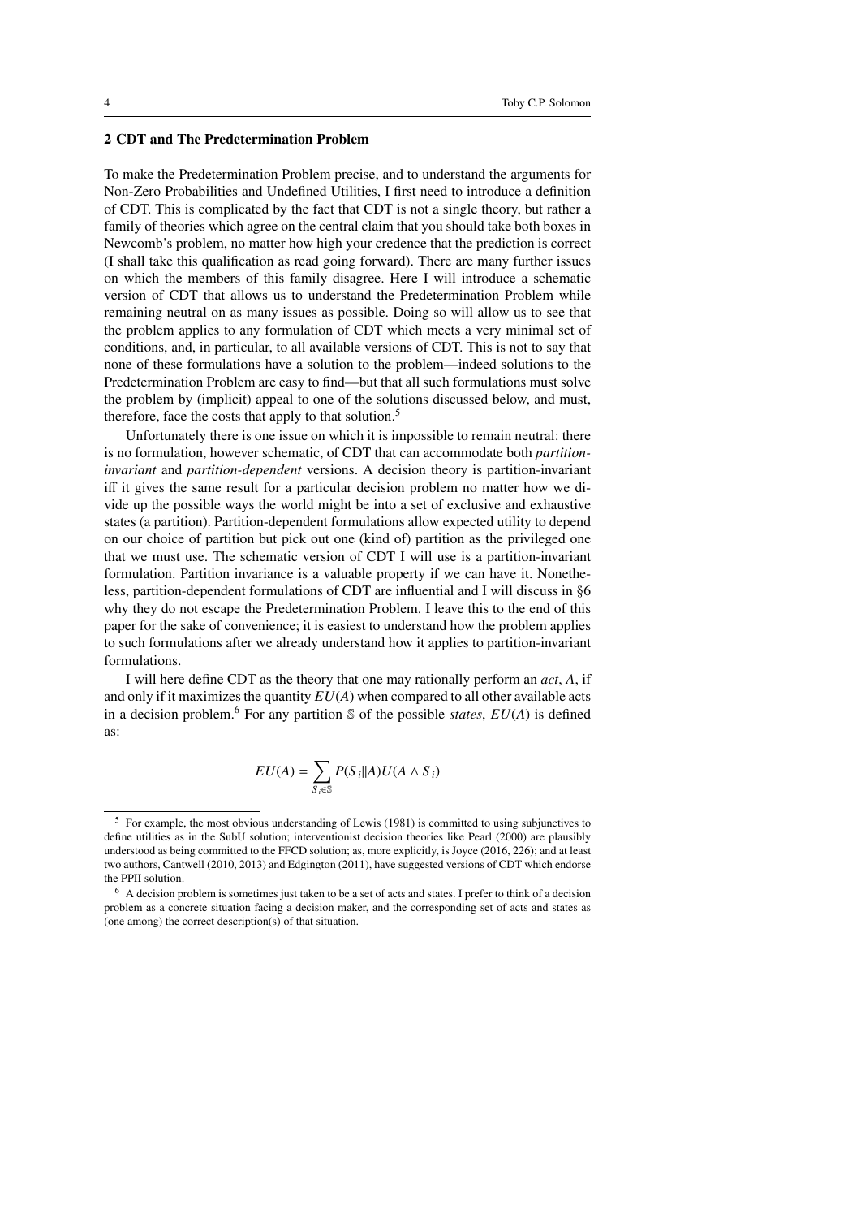## 2 CDT and The Predetermination Problem

To make the Predetermination Problem precise, and to understand the arguments for Non-Zero Probabilities and Undefined Utilities, I first need to introduce a definition of CDT. This is complicated by the fact that CDT is not a single theory, but rather a family of theories which agree on the central claim that you should take both boxes in Newcomb's problem, no matter how high your credence that the prediction is correct (I shall take this qualification as read going forward). There are many further issues on which the members of this family disagree. Here I will introduce a schematic version of CDT that allows us to understand the Predetermination Problem while remaining neutral on as many issues as possible. Doing so will allow us to see that the problem applies to any formulation of CDT which meets a very minimal set of conditions, and, in particular, to all available versions of CDT. This is not to say that none of these formulations have a solution to the problem—indeed solutions to the Predetermination Problem are easy to find—but that all such formulations must solve the problem by (implicit) appeal to one of the solutions discussed below, and must, therefore, face the costs that apply to that solution.[5]

Unfortunately there is one issue on which it is impossible to remain neutral: there is no formulation, however schematic, of CDT that can accommodate both *partition-invariant* and *partition-dependent* versions. A decision theory is partition-invariant iff it gives the same result for a particular decision problem no matter how we divide up the possible ways the world might be into a set of exclusive and exhaustive states (a partition). Partition-dependent formulations allow expected utility to depend on our choice of partition but pick out one (kind of) partition as the privileged one that we must use. The schematic version of CDT I will use is a partition-invariant formulation. Partition invariance is a valuable property if we can have it. Nonetheless, partition-dependent formulations of CDT are influential and I will discuss in §6 why they do not escape the Predetermination Problem. I leave this to the end of this paper for the sake of convenience; it is easiest to understand how the problem applies to such formulations after we already understand how it applies to partition-invariant formulations.

I will here define CDT as the theory that one may rationally perform an *act*, $A$, if and only if it maximizes the quantity $EU(A)$ when compared to all other available acts in a decision problem.[6] For any partition $\mathbb{S}$ of the possible *states*, $EU(A)$ is defined as:

$$EU(A) = \sum_{S_i \in \mathbb{S}} P(S_i \| A) U(A \wedge S_i)$$

[5] For example, the most obvious understanding of Lewis (1981) is committed to using subjunctives to define utilities as in the SubU solution; interventionist decision theories like Pearl (2000) are plausibly understood as being committed to the FFCD solution; as, more explicitly, is Joyce (2016, 226); and at least two authors, Cantwell (2010, 2013) and Edgington (2011), have suggested versions of CDT which endorse the PPII solution.

[6] A decision problem is sometimes just taken to be a set of acts and states. I prefer to think of a decision problem as a concrete situation facing a decision maker, and the corresponding set of acts and states as (one among) the correct description(s) of that situation.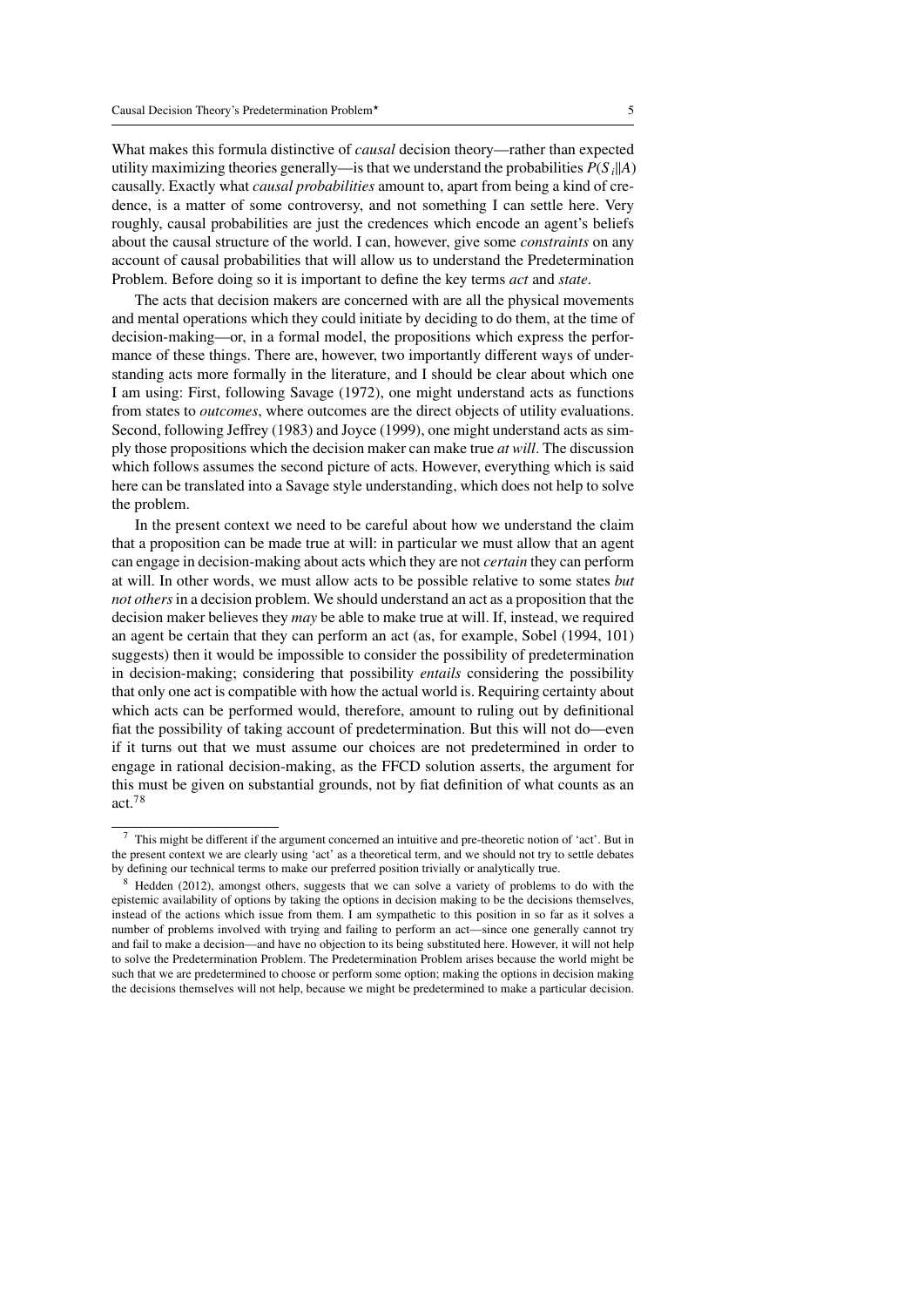What makes this formula distinctive of *causal* decision theory—rather than expected utility maximizing theories generally—is that we understand the probabilities $P(S_i \| A)$ causally. Exactly what *causal probabilities* amount to, apart from being a kind of credence, is a matter of some controversy, and not something I can settle here. Very roughly, causal probabilities are just the credences which encode an agent's beliefs about the causal structure of the world. I can, however, give some *constraints* on any account of causal probabilities that will allow us to understand the Predetermination Problem. Before doing so it is important to define the key terms *act* and *state*.

The acts that decision makers are concerned with are all the physical movements and mental operations which they could initiate by deciding to do them, at the time of decision-making—or, in a formal model, the propositions which express the performance of these things. There are, however, two importantly different ways of understanding acts more formally in the literature, and I should be clear about which one I am using: First, following Savage (1972), one might understand acts as functions from states to *outcomes*, where outcomes are the direct objects of utility evaluations. Second, following Jeffrey (1983) and Joyce (1999), one might understand acts as simply those propositions which the decision maker can make true *at will*. The discussion which follows assumes the second picture of acts. However, everything which is said here can be translated into a Savage style understanding, which does not help to solve the problem.

In the present context we need to be careful about how we understand the claim that a proposition can be made true at will: in particular we must allow that an agent can engage in decision-making about acts which they are not *certain* they can perform at will. In other words, we must allow acts to be possible relative to some states *but not others* in a decision problem. We should understand an act as a proposition that the decision maker believes they *may* be able to make true at will. If, instead, we required an agent be certain that they can perform an act (as, for example, Sobel (1994, 101) suggests) then it would be impossible to consider the possibility of predetermination in decision-making; considering that possibility *entails* considering the possibility that only one act is compatible with how the actual world is. Requiring certainty about which acts can be performed would, therefore, amount to ruling out by definitional fiat the possibility of taking account of predetermination. But this will not do—even if it turns out that we must assume our choices are not predetermined in order to engage in rational decision-making, as the FFCD solution asserts, the argument for this must be given on substantial grounds, not by fiat definition of what counts as an act.[7][8]

[7] This might be different if the argument concerned an intuitive and pre-theoretic notion of 'act'. But in the present context we are clearly using 'act' as a theoretical term, and we should not try to settle debates by defining our technical terms to make our preferred position trivially or analytically true.

[8] Hedden (2012), amongst others, suggests that we can solve a variety of problems to do with the epistemic availability of options by taking the options in decision making to be the decisions themselves, instead of the actions which issue from them. I am sympathetic to this position in so far as it solves a number of problems involved with trying and failing to perform an act—since one generally cannot try and fail to make a decision—and have no objection to its being substituted here. However, it will not help to solve the Predetermination Problem. The Predetermination Problem arises because the world might be such that we are predetermined to choose or perform some option; making the options in decision making the decisions themselves will not help, because we might be predetermined to make a particular decision.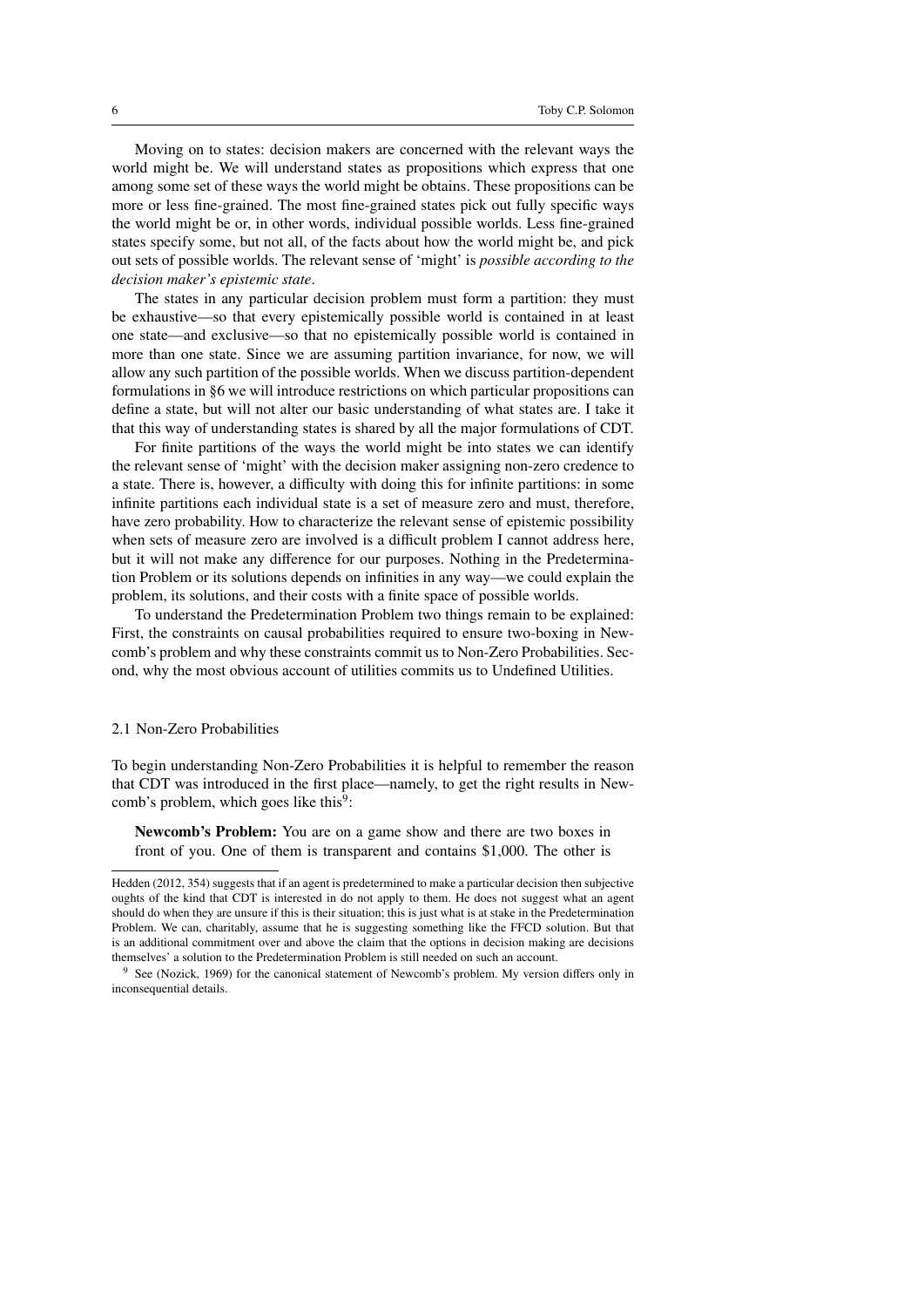Moving on to states: decision makers are concerned with the relevant ways the world might be. We will understand states as propositions which express that one among some set of these ways the world might be obtains. These propositions can be more or less fine-grained. The most fine-grained states pick out fully specific ways the world might be or, in other words, individual possible worlds. Less fine-grained states specify some, but not all, of the facts about how the world might be, and pick out sets of possible worlds. The relevant sense of 'might' is *possible according to the decision maker's epistemic state*.

The states in any particular decision problem must form a partition: they must be exhaustive—so that every epistemically possible world is contained in at least one state—and exclusive—so that no epistemically possible world is contained in more than one state. Since we are assuming partition invariance, for now, we will allow any such partition of the possible worlds. When we discuss partition-dependent formulations in §6 we will introduce restrictions on which particular propositions can define a state, but will not alter our basic understanding of what states are. I take it that this way of understanding states is shared by all the major formulations of CDT.

For finite partitions of the ways the world might be into states we can identify the relevant sense of 'might' with the decision maker assigning non-zero credence to a state. There is, however, a difficulty with doing this for infinite partitions: in some infinite partitions each individual state is a set of measure zero and must, therefore, have zero probability. How to characterize the relevant sense of epistemic possibility when sets of measure zero are involved is a difficult problem I cannot address here, but it will not make any difference for our purposes. Nothing in the Predetermination Problem or its solutions depends on infinities in any way—we could explain the problem, its solutions, and their costs with a finite space of possible worlds.

To understand the Predetermination Problem two things remain to be explained: First, the constraints on causal probabilities required to ensure two-boxing in Newcomb's problem and why these constraints commit us to Non-Zero Probabilities. Second, why the most obvious account of utilities commits us to Undefined Utilities.

### 2.1 Non-Zero Probabilities

To begin understanding Non-Zero Probabilities it is helpful to remember the reason that CDT was introduced in the first place—namely, to get the right results in Newcomb's problem, which goes like this[9]:

> **Newcomb's Problem:** You are on a game show and there are two boxes in front of you. One of them is transparent and contains $1,000. The other is

---

Hedden (2012, 354) suggests that if an agent is predetermined to make a particular decision then subjective oughts of the kind that CDT is interested in do not apply to them. He does not suggest what an agent should do when they are unsure if this is their situation; this is just what is at stake in the Predetermination Problem. We can, charitably, assume that he is suggesting something like the FFCD solution. But that is an additional commitment over and above the claim that the options in decision making are decisions themselves' a solution to the Predetermination Problem is still needed on such an account.

[9] See (Nozick, 1969) for the canonical statement of Newcomb's problem. My version differs only in inconsequential details.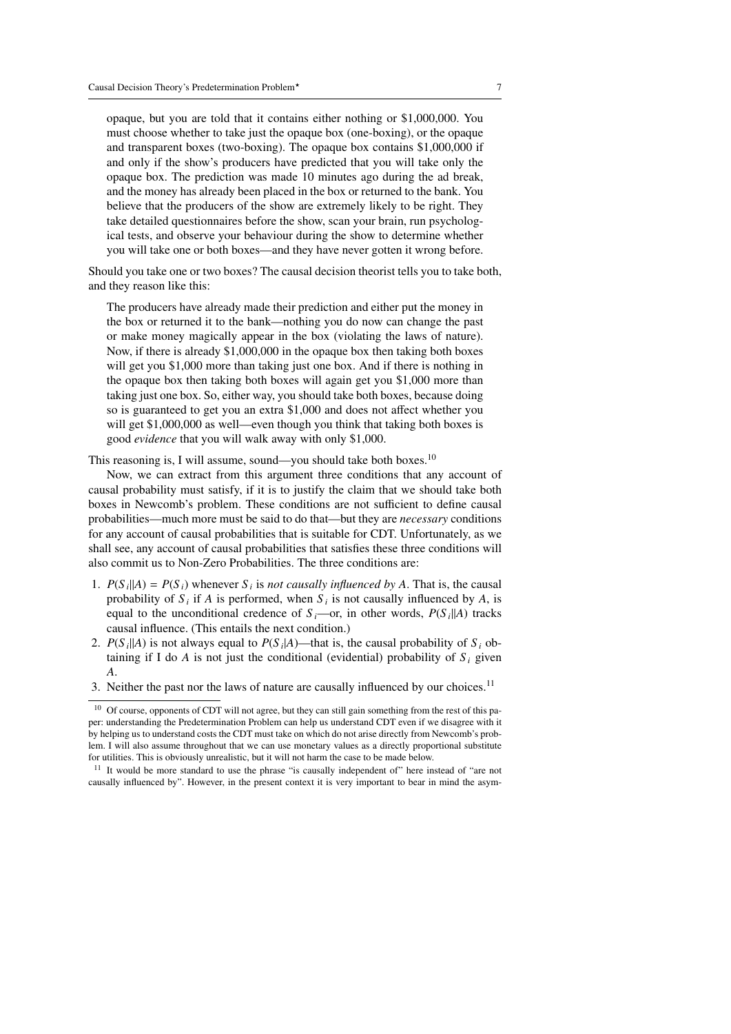> opaque, but you are told that it contains either nothing or $1,000,000. You must choose whether to take just the opaque box (one-boxing), or the opaque and transparent boxes (two-boxing). The opaque box contains $1,000,000 if and only if the show's producers have predicted that you will take only the opaque box. The prediction was made 10 minutes ago during the ad break, and the money has already been placed in the box or returned to the bank. You believe that the producers of the show are extremely likely to be right. They take detailed questionnaires before the show, scan your brain, run psychological tests, and observe your behaviour during the show to determine whether you will take one or both boxes—and they have never gotten it wrong before.

Should you take one or two boxes? The causal decision theorist tells you to take both, and they reason like this:

> The producers have already made their prediction and either put the money in the box or returned it to the bank—nothing you do now can change the past or make money magically appear in the box (violating the laws of nature). Now, if there is already $1,000,000 in the opaque box then taking both boxes will get you $1,000 more than taking just one box. And if there is nothing in the opaque box then taking both boxes will again get you $1,000 more than taking just one box. So, either way, you should take both boxes, because doing so is guaranteed to get you an extra $1,000 and does not affect whether you will get $1,000,000 as well—even though you think that taking both boxes is good *evidence* that you will walk away with only $1,000.

This reasoning is, I will assume, sound—you should take both boxes.[10]

Now, we can extract from this argument three conditions that any account of causal probability must satisfy, if it is to justify the claim that we should take both boxes in Newcomb's problem. These conditions are not sufficient to define causal probabilities—much more must be said to do that—but they are *necessary* conditions for any account of causal probabilities that is suitable for CDT. Unfortunately, as we shall see, any account of causal probabilities that satisfies these three conditions will also commit us to Non-Zero Probabilities. The three conditions are:

1. $P(S_i||A) = P(S_i)$ whenever $S_i$ is *not causally influenced by A*. That is, the causal probability of $S_i$ if $A$ is performed, when $S_i$ is not causally influenced by $A$, is equal to the unconditional credence of $S_i$—or, in other words, $P(S_i||A)$ tracks causal influence. (This entails the next condition.)
2. $P(S_i||A)$ is not always equal to $P(S_i|A)$—that is, the causal probability of $S_i$ obtaining if I do $A$ is not just the conditional (evidential) probability of $S_i$ given $A$.
3. Neither the past nor the laws of nature are causally influenced by our choices.[11]

---

[10] Of course, opponents of CDT will not agree, but they can still gain something from the rest of this paper: understanding the Predetermination Problem can help us understand CDT even if we disagree with it by helping us to understand costs the CDT must take on which do not arise directly from Newcomb's problem. I will also assume throughout that we can use monetary values as a directly proportional substitute for utilities. This is obviously unrealistic, but it will not harm the case to be made below.

[11] It would be more standard to use the phrase "is causally independent of" here instead of "are not causally influenced by". However, in the present context it is very important to bear in mind the asym-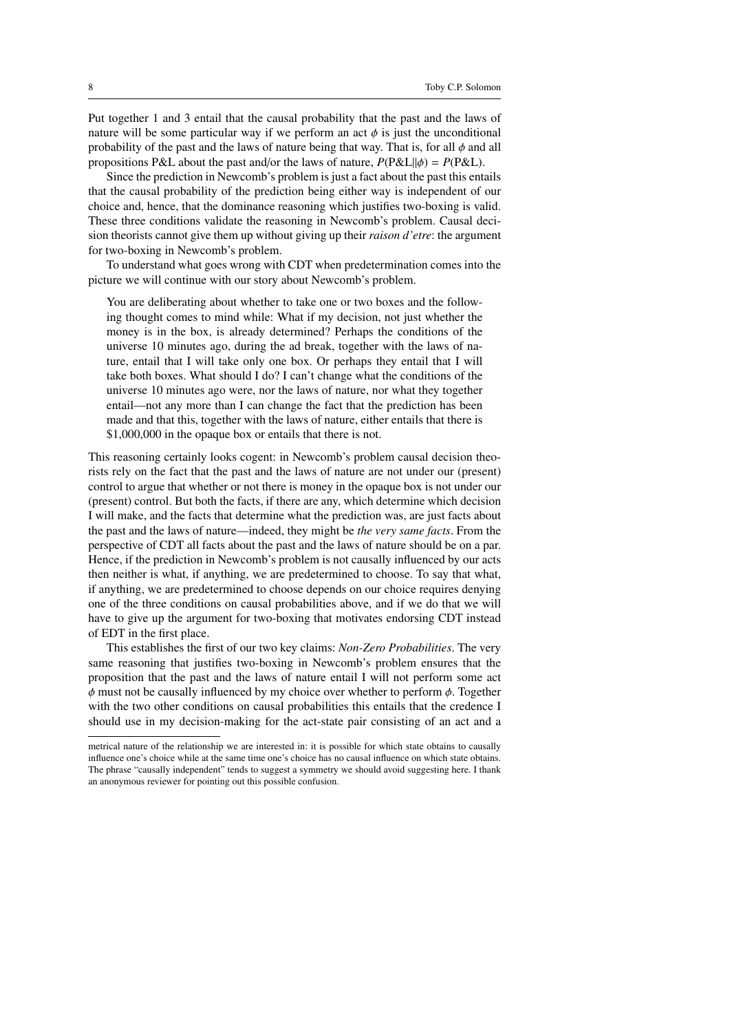Put together 1 and 3 entail that the causal probability that the past and the laws of nature will be some particular way if we perform an act $\phi$ is just the unconditional probability of the past and the laws of nature being that way. That is, for all $\phi$ and all propositions P&L about the past and/or the laws of nature, $P(\text{P\&L}\|\phi) = P(\text{P\&L})$.

Since the prediction in Newcomb's problem is just a fact about the past this entails that the causal probability of the prediction being either way is independent of our choice and, hence, that the dominance reasoning which justifies two-boxing is valid. These three conditions validate the reasoning in Newcomb's problem. Causal decision theorists cannot give them up without giving up their *raison d'etre*: the argument for two-boxing in Newcomb's problem.

To understand what goes wrong with CDT when predetermination comes into the picture we will continue with our story about Newcomb's problem.

> You are deliberating about whether to take one or two boxes and the following thought comes to mind while: What if my decision, not just whether the money is in the box, is already determined? Perhaps the conditions of the universe 10 minutes ago, during the ad break, together with the laws of nature, entail that I will take only one box. Or perhaps they entail that I will take both boxes. What should I do? I can't change what the conditions of the universe 10 minutes ago were, nor the laws of nature, nor what they together entail—not any more than I can change the fact that the prediction has been made and that this, together with the laws of nature, either entails that there is \$1,000,000 in the opaque box or entails that there is not.

This reasoning certainly looks cogent: in Newcomb's problem causal decision theorists rely on the fact that the past and the laws of nature are not under our (present) control to argue that whether or not there is money in the opaque box is not under our (present) control. But both the facts, if there are any, which determine which decision I will make, and the facts that determine what the prediction was, are just facts about the past and the laws of nature—indeed, they might be *the very same facts*. From the perspective of CDT all facts about the past and the laws of nature should be on a par. Hence, if the prediction in Newcomb's problem is not causally influenced by our acts then neither is what, if anything, we are predetermined to choose. To say that what, if anything, we are predetermined to choose depends on our choice requires denying one of the three conditions on causal probabilities above, and if we do that we will have to give up the argument for two-boxing that motivates endorsing CDT instead of EDT in the first place.

This establishes the first of our two key claims: *Non-Zero Probabilities*. The very same reasoning that justifies two-boxing in Newcomb's problem ensures that the proposition that the past and the laws of nature entail I will not perform some act $\phi$ must not be causally influenced by my choice over whether to perform $\phi$. Together with the two other conditions on causal probabilities this entails that the credence I should use in my decision-making for the act-state pair consisting of an act and a

---

metrical nature of the relationship we are interested in: it is possible for which state obtains to causally influence one's choice while at the same time one's choice has no causal influence on which state obtains. The phrase "causally independent" tends to suggest a symmetry we should avoid suggesting here. I thank an anonymous reviewer for pointing out this possible confusion.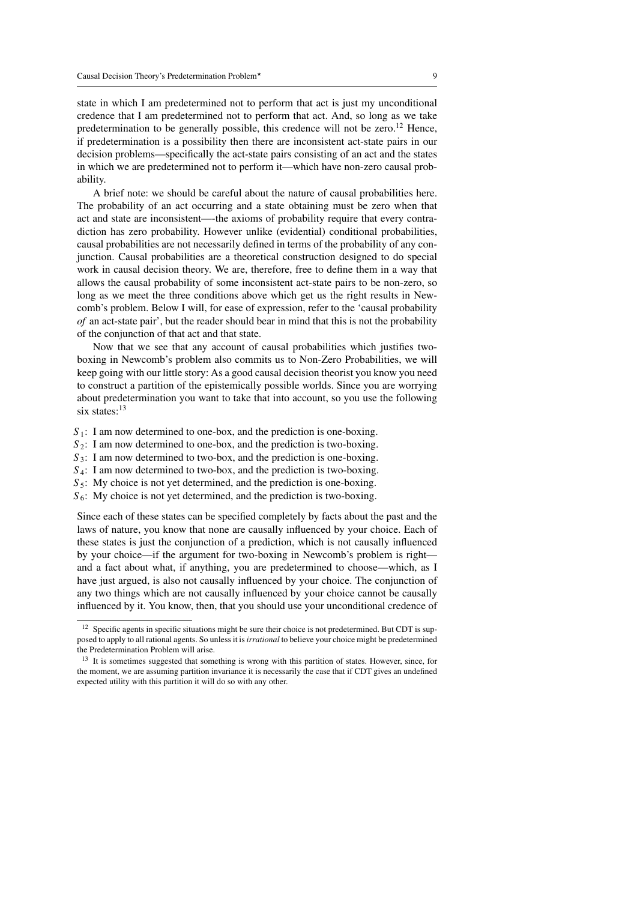state in which I am predetermined not to perform that act is just my unconditional credence that I am predetermined not to perform that act. And, so long as we take predetermination to be generally possible, this credence will not be zero.[12] Hence, if predetermination is a possibility then there are inconsistent act-state pairs in our decision problems—specifically the act-state pairs consisting of an act and the states in which we are predetermined not to perform it—which have non-zero causal probability.

A brief note: we should be careful about the nature of causal probabilities here. The probability of an act occurring and a state obtaining must be zero when that act and state are inconsistent—-the axioms of probability require that every contradiction has zero probability. However unlike (evidential) conditional probabilities, causal probabilities are not necessarily defined in terms of the probability of any conjunction. Causal probabilities are a theoretical construction designed to do special work in causal decision theory. We are, therefore, free to define them in a way that allows the causal probability of some inconsistent act-state pairs to be non-zero, so long as we meet the three conditions above which get us the right results in Newcomb's problem. Below I will, for ease of expression, refer to the 'causal probability *of* an act-state pair', but the reader should bear in mind that this is not the probability of the conjunction of that act and that state.

Now that we see that any account of causal probabilities which justifies two-boxing in Newcomb's problem also commits us to Non-Zero Probabilities, we will keep going with our little story: As a good causal decision theorist you know you need to construct a partition of the epistemically possible worlds. Since you are worrying about predetermination you want to take that into account, so you use the following six states:[13]

$S_1$: I am now determined to one-box, and the prediction is one-boxing.
$S_2$: I am now determined to one-box, and the prediction is two-boxing.
$S_3$: I am now determined to two-box, and the prediction is one-boxing.
$S_4$: I am now determined to two-box, and the prediction is two-boxing.
$S_5$: My choice is not yet determined, and the prediction is one-boxing.
$S_6$: My choice is not yet determined, and the prediction is two-boxing.

Since each of these states can be specified completely by facts about the past and the laws of nature, you know that none are causally influenced by your choice. Each of these states is just the conjunction of a prediction, which is not causally influenced by your choice—if the argument for two-boxing in Newcomb's problem is right—and a fact about what, if anything, you are predetermined to choose—which, as I have just argued, is also not causally influenced by your choice. The conjunction of any two things which are not causally influenced by your choice cannot be causally influenced by it. You know, then, that you should use your unconditional credence of

[12] Specific agents in specific situations might be sure their choice is not predetermined. But CDT is supposed to apply to all rational agents. So unless it is *irrational* to believe your choice might be predetermined the Predetermination Problem will arise.

[13] It is sometimes suggested that something is wrong with this partition of states. However, since, for the moment, we are assuming partition invariance it is necessarily the case that if CDT gives an undefined expected utility with this partition it will do so with any other.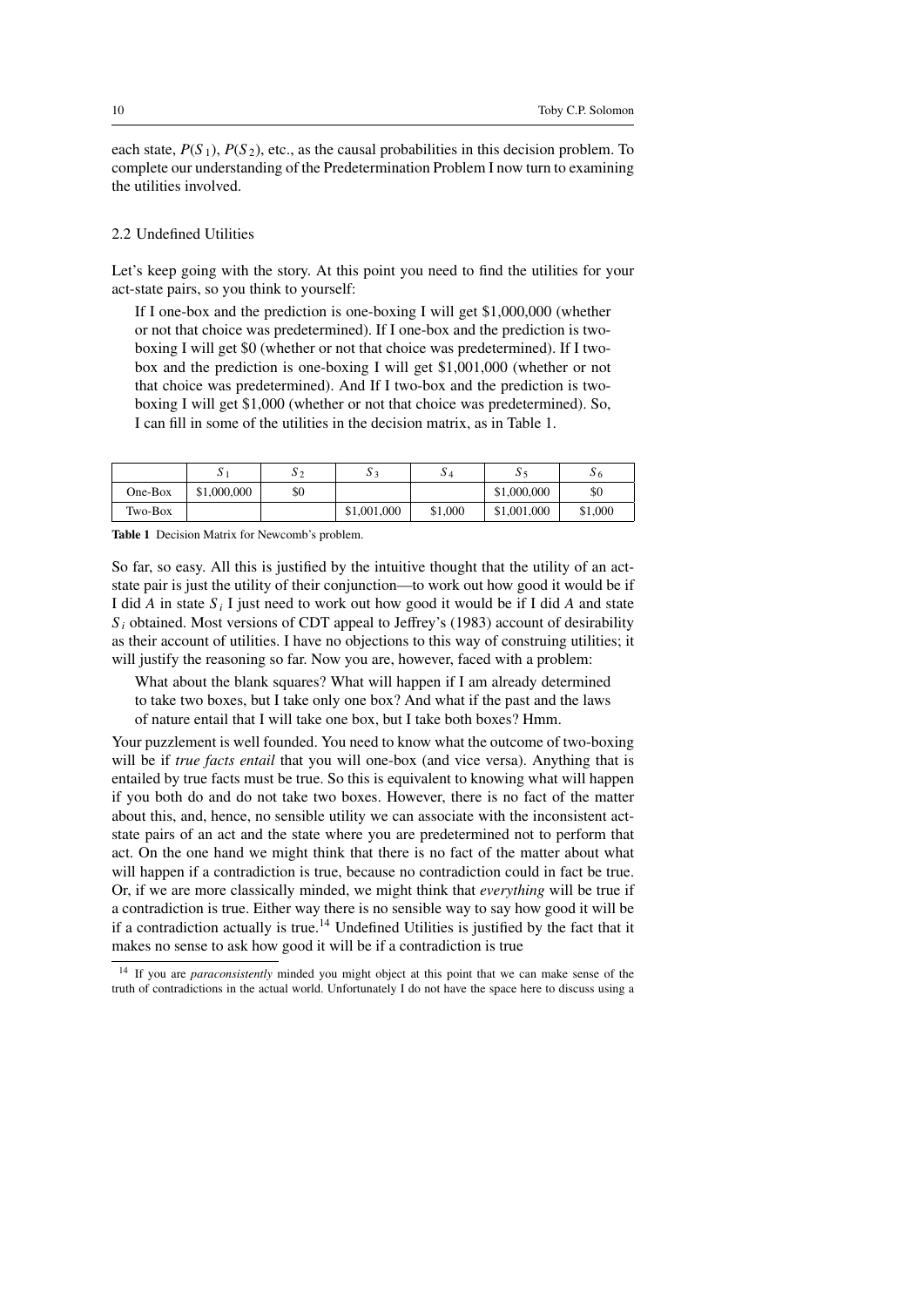each state, $P(S_1)$, $P(S_2)$, etc., as the causal probabilities in this decision problem. To complete our understanding of the Predetermination Problem I now turn to examining the utilities involved.

### 2.2 Undefined Utilities

Let's keep going with the story. At this point you need to find the utilities for your act-state pairs, so you think to yourself:

> If I one-box and the prediction is one-boxing I will get $1,000,000 (whether or not that choice was predetermined). If I one-box and the prediction is two-boxing I will get $0 (whether or not that choice was predetermined). If I two-box and the prediction is one-boxing I will get $1,001,000 (whether or not that choice was predetermined). And If I two-box and the prediction is two-boxing I will get $1,000 (whether or not that choice was predetermined). So, I can fill in some of the utilities in the decision matrix, as in Table 1.

| | $S_1$ | $S_2$ | $S_3$ | $S_4$ | $S_5$ | $S_6$ |
|---|---|---|---|---|---|---|
| One-Box | $1,000,000 | $0 | | | $1,000,000 | $0 |
| Two-Box | | | $1,001,000 | $1,000 | $1,001,000 | $1,000 |

**Table 1** Decision Matrix for Newcomb's problem.

So far, so easy. All this is justified by the intuitive thought that the utility of an act-state pair is just the utility of their conjunction—to work out how good it would be if I did $A$ in state $S_i$ I just need to work out how good it would be if I did $A$ and state $S_i$ obtained. Most versions of CDT appeal to Jeffrey's (1983) account of desirability as their account of utilities. I have no objections to this way of construing utilities; it will justify the reasoning so far. Now you are, however, faced with a problem:

> What about the blank squares? What will happen if I am already determined to take two boxes, but I take only one box? And what if the past and the laws of nature entail that I will take one box, but I take both boxes? Hmm.

Your puzzlement is well founded. You need to know what the outcome of two-boxing will be if *true facts entail* that you will one-box (and vice versa). Anything that is entailed by true facts must be true. So this is equivalent to knowing what will happen if you both do and do not take two boxes. However, there is no fact of the matter about this, and, hence, no sensible utility we can associate with the inconsistent act-state pairs of an act and the state where you are predetermined not to perform that act. On the one hand we might think that there is no fact of the matter about what will happen if a contradiction is true, because no contradiction could in fact be true. Or, if we are more classically minded, we might think that *everything* will be true if a contradiction is true. Either way there is no sensible way to say how good it will be if a contradiction actually is true.[14] Undefined Utilities is justified by the fact that it makes no sense to ask how good it will be if a contradiction is true

[14] If you are *paraconsistently* minded you might object at this point that we can make sense of the truth of contradictions in the actual world. Unfortunately I do not have the space here to discuss using a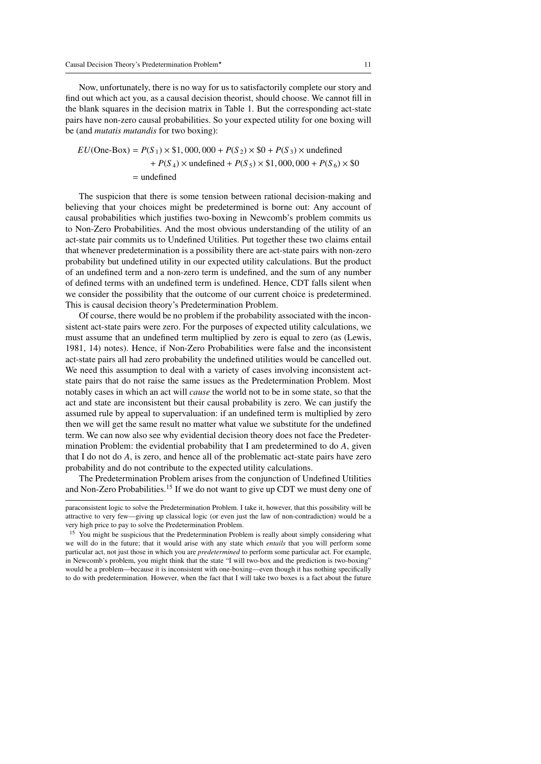Now, unfortunately, there is no way for us to satisfactorily complete our story and find out which act you, as a causal decision theorist, should choose. We cannot fill in the blank squares in the decision matrix in Table 1. But the corresponding act-state pairs have non-zero causal probabilities. So your expected utility for one boxing will be (and *mutatis mutandis* for two boxing):

$$
\begin{aligned}
EU(\text{One-Box}) &= P(S_1) \times \$1,000,000 + P(S_2) \times \$0 + P(S_3) \times \text{undefined} \\
&\quad + P(S_4) \times \text{undefined} + P(S_5) \times \$1,000,000 + P(S_6) \times \$0 \\
&= \text{undefined}
\end{aligned}
$$

The suspicion that there is some tension between rational decision-making and believing that your choices might be predetermined is borne out: Any account of causal probabilities which justifies two-boxing in Newcomb's problem commits us to Non-Zero Probabilities. And the most obvious understanding of the utility of an act-state pair commits us to Undefined Utilities. Put together these two claims entail that whenever predetermination is a possibility there are act-state pairs with non-zero probability but undefined utility in our expected utility calculations. But the product of an undefined term and a non-zero term is undefined, and the sum of any number of defined terms with an undefined term is undefined. Hence, CDT falls silent when we consider the possibility that the outcome of our current choice is predetermined. This is causal decision theory's Predetermination Problem.

Of course, there would be no problem if the probability associated with the inconsistent act-state pairs were zero. For the purposes of expected utility calculations, we must assume that an undefined term multiplied by zero is equal to zero (as (Lewis, 1981, 14) notes). Hence, if Non-Zero Probabilities were false and the inconsistent act-state pairs all had zero probability the undefined utilities would be cancelled out. We need this assumption to deal with a variety of cases involving inconsistent act-state pairs that do not raise the same issues as the Predetermination Problem. Most notably cases in which an act will *cause* the world not to be in some state, so that the act and state are inconsistent but their causal probability is zero. We can justify the assumed rule by appeal to supervaluation: if an undefined term is multiplied by zero then we will get the same result no matter what value we substitute for the undefined term. We can now also see why evidential decision theory does not face the Predetermination Problem: the evidential probability that I am predetermined to do $A$, given that I do not do $A$, is zero, and hence all of the problematic act-state pairs have zero probability and do not contribute to the expected utility calculations.

The Predetermination Problem arises from the conjunction of Undefined Utilities and Non-Zero Probabilities.[15] If we do not want to give up CDT we must deny one of

---

paraconsistent logic to solve the Predetermination Problem. I take it, however, that this possibility will be attractive to very few—giving up classical logic (or even just the law of non-contradiction) would be a very high price to pay to solve the Predetermination Problem.

[15] You might be suspicious that the Predetermination Problem is really about simply considering what we will do in the future; that it would arise with any state which *entails* that you will perform some particular act, not just those in which you are *predetermined* to perform some particular act. For example, in Newcomb's problem, you might think that the state "I will two-box and the prediction is two-boxing" would be a problem—because it is inconsistent with one-boxing—even though it has nothing specifically to do with predetermination. However, when the fact that I will take two boxes is a fact about the future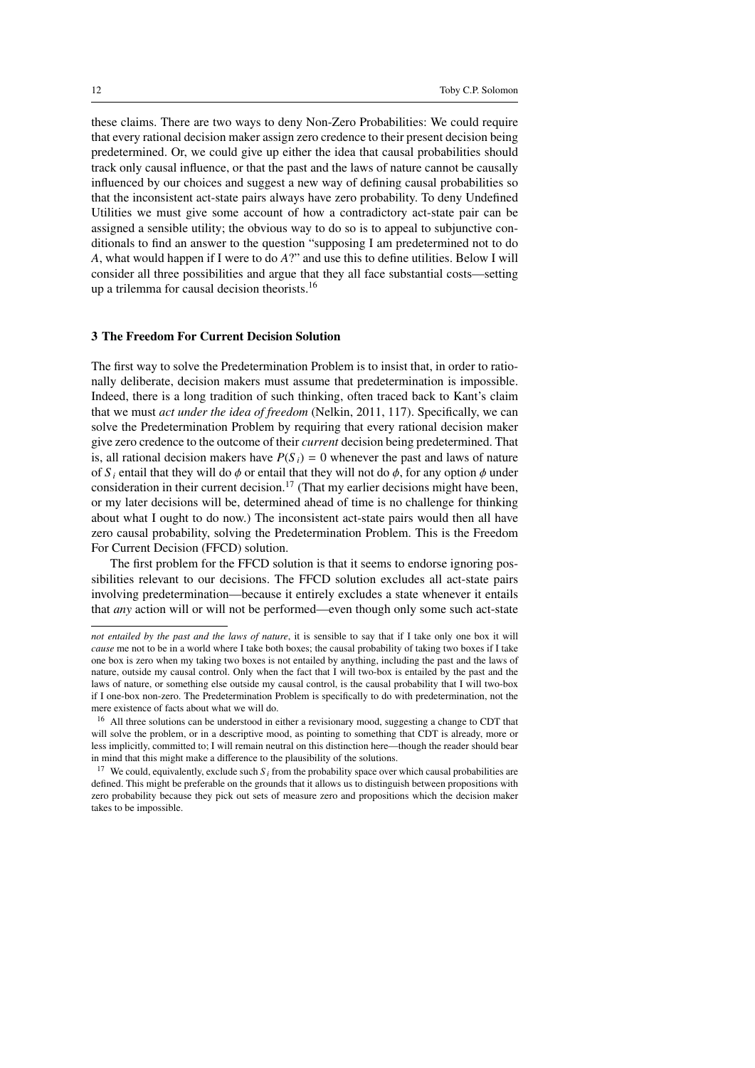these claims. There are two ways to deny Non-Zero Probabilities: We could require that every rational decision maker assign zero credence to their present decision being predetermined. Or, we could give up either the idea that causal probabilities should track only causal influence, or that the past and the laws of nature cannot be causally influenced by our choices and suggest a new way of defining causal probabilities so that the inconsistent act-state pairs always have zero probability. To deny Undefined Utilities we must give some account of how a contradictory act-state pair can be assigned a sensible utility; the obvious way to do so is to appeal to subjunctive conditionals to find an answer to the question "supposing I am predetermined not to do $A$, what would happen if I were to do $A$?" and use this to define utilities. Below I will consider all three possibilities and argue that they all face substantial costs—setting up a trilemma for causal decision theorists.[16]

## 3 The Freedom For Current Decision Solution

The first way to solve the Predetermination Problem is to insist that, in order to rationally deliberate, decision makers must assume that predetermination is impossible. Indeed, there is a long tradition of such thinking, often traced back to Kant's claim that we must *act under the idea of freedom* (Nelkin, 2011, 117). Specifically, we can solve the Predetermination Problem by requiring that every rational decision maker give zero credence to the outcome of their *current* decision being predetermined. That is, all rational decision makers have $P(S_i) = 0$ whenever the past and laws of nature of $S_i$ entail that they will do $\phi$ or entail that they will not do $\phi$, for any option $\phi$ under consideration in their current decision.[17] (That my earlier decisions might have been, or my later decisions will be, determined ahead of time is no challenge for thinking about what I ought to do now.) The inconsistent act-state pairs would then all have zero causal probability, solving the Predetermination Problem. This is the Freedom For Current Decision (FFCD) solution.

The first problem for the FFCD solution is that it seems to endorse ignoring possibilities relevant to our decisions. The FFCD solution excludes all act-state pairs involving predetermination—because it entirely excludes a state whenever it entails that *any* action will or will not be performed—even though only some such act-state

---

*not entailed by the past and the laws of nature*, it is sensible to say that if I take only one box it will *cause* me not to be in a world where I take both boxes; the causal probability of taking two boxes if I take one box is zero when my taking two boxes is not entailed by anything, including the past and the laws of nature, outside my causal control. Only when the fact that I will two-box is entailed by the past and the laws of nature, or something else outside my causal control, is the causal probability that I will two-box if I one-box non-zero. The Predetermination Problem is specifically to do with predetermination, not the mere existence of facts about what we will do.

[16] All three solutions can be understood in either a revisionary mood, suggesting a change to CDT that will solve the problem, or in a descriptive mood, as pointing to something that CDT is already, more or less implicitly, committed to; I will remain neutral on this distinction here—though the reader should bear in mind that this might make a difference to the plausibility of the solutions.

[17] We could, equivalently, exclude such $S_i$ from the probability space over which causal probabilities are defined. This might be preferable on the grounds that it allows us to distinguish between propositions with zero probability because they pick out sets of measure zero and propositions which the decision maker takes to be impossible.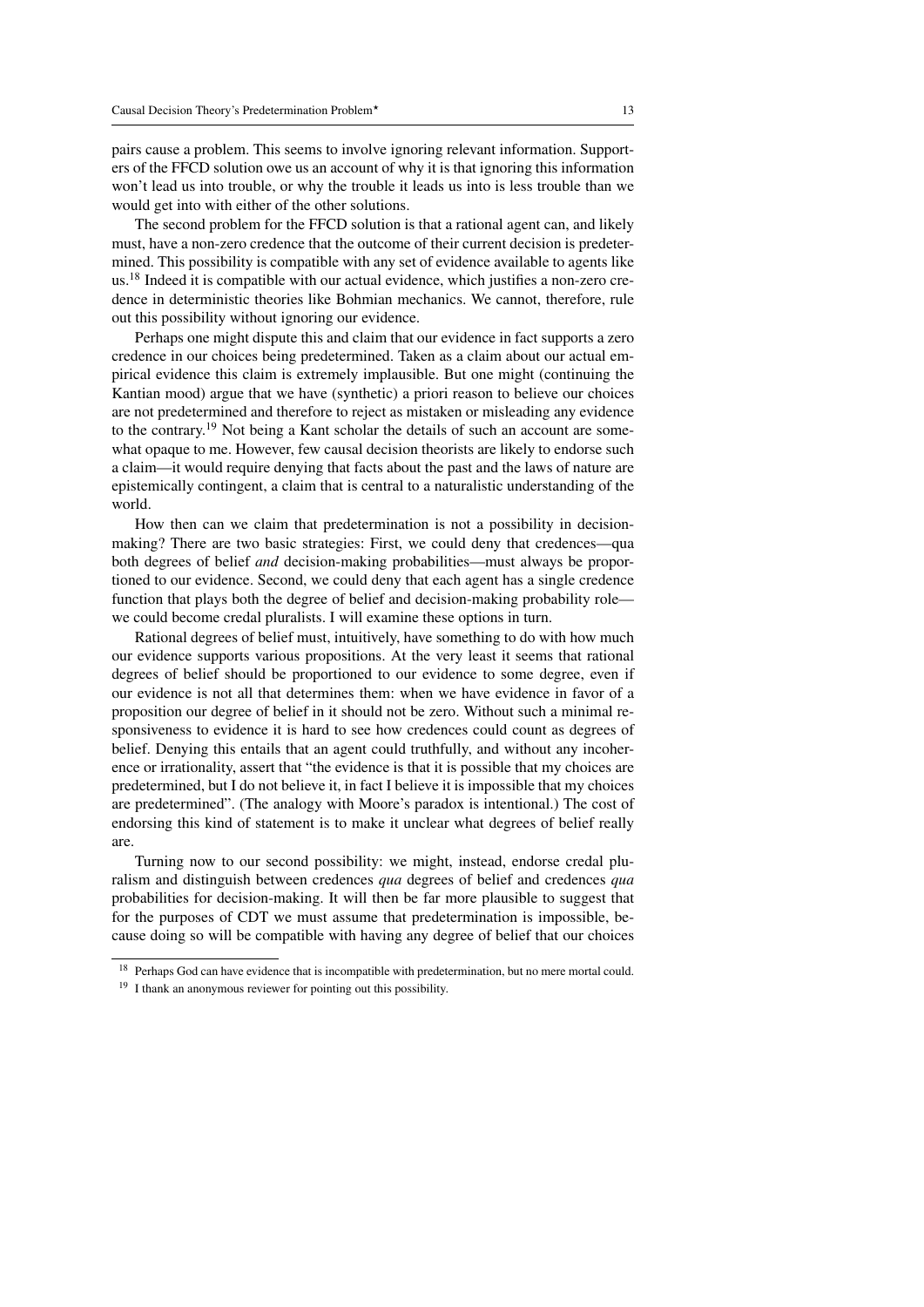pairs cause a problem. This seems to involve ignoring relevant information. Supporters of the FFCD solution owe us an account of why it is that ignoring this information won't lead us into trouble, or why the trouble it leads us into is less trouble than we would get into with either of the other solutions.

The second problem for the FFCD solution is that a rational agent can, and likely must, have a non-zero credence that the outcome of their current decision is predetermined. This possibility is compatible with any set of evidence available to agents like us.[18] Indeed it is compatible with our actual evidence, which justifies a non-zero credence in deterministic theories like Bohmian mechanics. We cannot, therefore, rule out this possibility without ignoring our evidence.

Perhaps one might dispute this and claim that our evidence in fact supports a zero credence in our choices being predetermined. Taken as a claim about our actual empirical evidence this claim is extremely implausible. But one might (continuing the Kantian mood) argue that we have (synthetic) a priori reason to believe our choices are not predetermined and therefore to reject as mistaken or misleading any evidence to the contrary.[19] Not being a Kant scholar the details of such an account are somewhat opaque to me. However, few causal decision theorists are likely to endorse such a claim—it would require denying that facts about the past and the laws of nature are epistemically contingent, a claim that is central to a naturalistic understanding of the world.

How then can we claim that predetermination is not a possibility in decision-making? There are two basic strategies: First, we could deny that credences—qua both degrees of belief *and* decision-making probabilities—must always be proportioned to our evidence. Second, we could deny that each agent has a single credence function that plays both the degree of belief and decision-making probability role—we could become credal pluralists. I will examine these options in turn.

Rational degrees of belief must, intuitively, have something to do with how much our evidence supports various propositions. At the very least it seems that rational degrees of belief should be proportioned to our evidence to some degree, even if our evidence is not all that determines them: when we have evidence in favor of a proposition our degree of belief in it should not be zero. Without such a minimal responsiveness to evidence it is hard to see how credences could count as degrees of belief. Denying this entails that an agent could truthfully, and without any incoherence or irrationality, assert that "the evidence is that it is possible that my choices are predetermined, but I do not believe it, in fact I believe it is impossible that my choices are predetermined". (The analogy with Moore's paradox is intentional.) The cost of endorsing this kind of statement is to make it unclear what degrees of belief really are.

Turning now to our second possibility: we might, instead, endorse credal pluralism and distinguish between credences *qua* degrees of belief and credences *qua* probabilities for decision-making. It will then be far more plausible to suggest that for the purposes of CDT we must assume that predetermination is impossible, because doing so will be compatible with having any degree of belief that our choices

[18] Perhaps God can have evidence that is incompatible with predetermination, but no mere mortal could.

[19] I thank an anonymous reviewer for pointing out this possibility.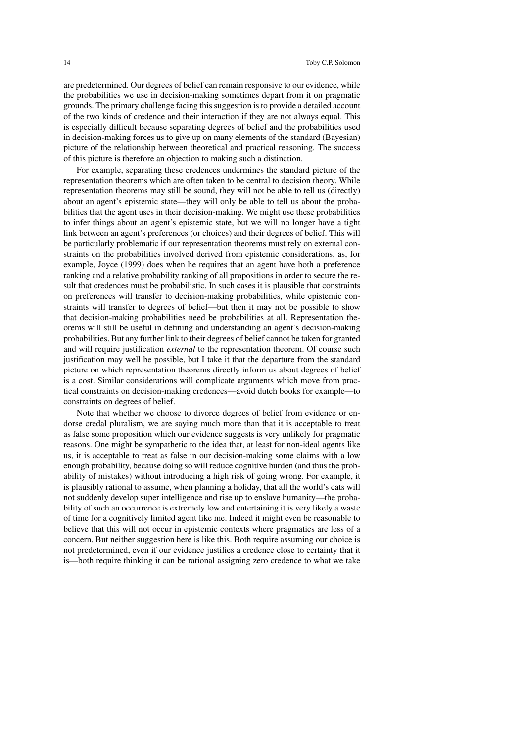are predetermined. Our degrees of belief can remain responsive to our evidence, while the probabilities we use in decision-making sometimes depart from it on pragmatic grounds. The primary challenge facing this suggestion is to provide a detailed account of the two kinds of credence and their interaction if they are not always equal. This is especially difficult because separating degrees of belief and the probabilities used in decision-making forces us to give up on many elements of the standard (Bayesian) picture of the relationship between theoretical and practical reasoning. The success of this picture is therefore an objection to making such a distinction.

For example, separating these credences undermines the standard picture of the representation theorems which are often taken to be central to decision theory. While representation theorems may still be sound, they will not be able to tell us (directly) about an agent's epistemic state—they will only be able to tell us about the probabilities that the agent uses in their decision-making. We might use these probabilities to infer things about an agent's epistemic state, but we will no longer have a tight link between an agent's preferences (or choices) and their degrees of belief. This will be particularly problematic if our representation theorems must rely on external constraints on the probabilities involved derived from epistemic considerations, as, for example, Joyce (1999) does when he requires that an agent have both a preference ranking and a relative probability ranking of all propositions in order to secure the result that credences must be probabilistic. In such cases it is plausible that constraints on preferences will transfer to decision-making probabilities, while epistemic constraints will transfer to degrees of belief—but then it may not be possible to show that decision-making probabilities need be probabilities at all. Representation theorems will still be useful in defining and understanding an agent's decision-making probabilities. But any further link to their degrees of belief cannot be taken for granted and will require justification *external* to the representation theorem. Of course such justification may well be possible, but I take it that the departure from the standard picture on which representation theorems directly inform us about degrees of belief is a cost. Similar considerations will complicate arguments which move from practical constraints on decision-making credences—avoid dutch books for example—to constraints on degrees of belief.

Note that whether we choose to divorce degrees of belief from evidence or endorse credal pluralism, we are saying much more than that it is acceptable to treat as false some proposition which our evidence suggests is very unlikely for pragmatic reasons. One might be sympathetic to the idea that, at least for non-ideal agents like us, it is acceptable to treat as false in our decision-making some claims with a low enough probability, because doing so will reduce cognitive burden (and thus the probability of mistakes) without introducing a high risk of going wrong. For example, it is plausibly rational to assume, when planning a holiday, that all the world's cats will not suddenly develop super intelligence and rise up to enslave humanity—the probability of such an occurrence is extremely low and entertaining it is very likely a waste of time for a cognitively limited agent like me. Indeed it might even be reasonable to believe that this will not occur in epistemic contexts where pragmatics are less of a concern. But neither suggestion here is like this. Both require assuming our choice is not predetermined, even if our evidence justifies a credence close to certainty that it is—both require thinking it can be rational assigning zero credence to what we take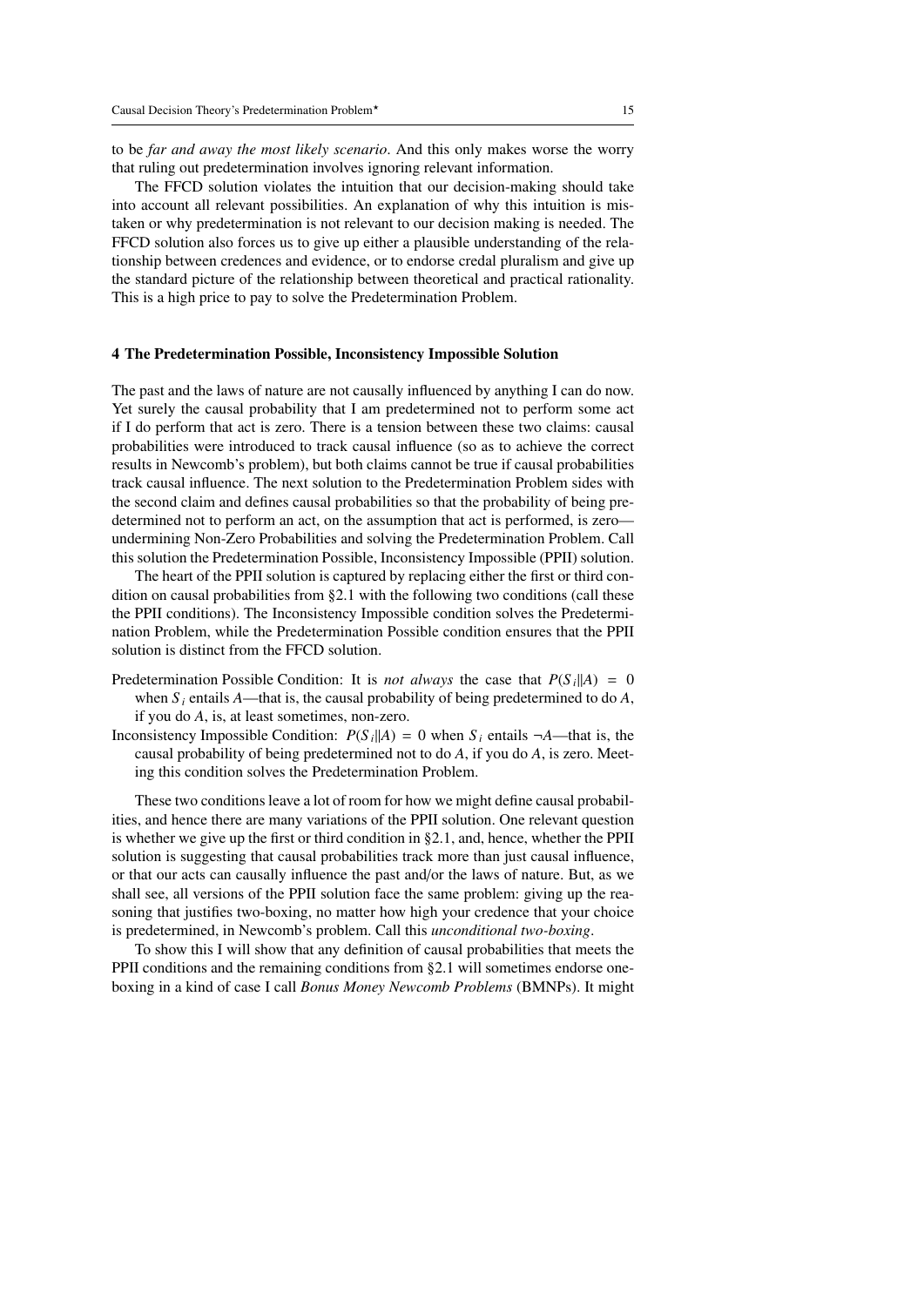to be *far and away the most likely scenario*. And this only makes worse the worry that ruling out predetermination involves ignoring relevant information.

The FFCD solution violates the intuition that our decision-making should take into account all relevant possibilities. An explanation of why this intuition is mistaken or why predetermination is not relevant to our decision making is needed. The FFCD solution also forces us to give up either a plausible understanding of the relationship between credences and evidence, or to endorse credal pluralism and give up the standard picture of the relationship between theoretical and practical rationality. This is a high price to pay to solve the Predetermination Problem.

## 4 The Predetermination Possible, Inconsistency Impossible Solution

The past and the laws of nature are not causally influenced by anything I can do now. Yet surely the causal probability that I am predetermined not to perform some act if I do perform that act is zero. There is a tension between these two claims: causal probabilities were introduced to track causal influence (so as to achieve the correct results in Newcomb's problem), but both claims cannot be true if causal probabilities track causal influence. The next solution to the Predetermination Problem sides with the second claim and defines causal probabilities so that the probability of being predetermined not to perform an act, on the assumption that act is performed, is zero—undermining Non-Zero Probabilities and solving the Predetermination Problem. Call this solution the Predetermination Possible, Inconsistency Impossible (PPII) solution.

The heart of the PPII solution is captured by replacing either the first or third condition on causal probabilities from §2.1 with the following two conditions (call these the PPII conditions). The Inconsistency Impossible condition solves the Predetermination Problem, while the Predetermination Possible condition ensures that the PPII solution is distinct from the FFCD solution.

Predetermination Possible Condition: It is *not always* the case that $P(S_i \| A) = 0$ when $S_i$ entails $A$—that is, the causal probability of being predetermined to do $A$, if you do $A$, is, at least sometimes, non-zero.

Inconsistency Impossible Condition: $P(S_i \| A) = 0$ when $S_i$ entails $\neg A$—that is, the causal probability of being predetermined not to do $A$, if you do $A$, is zero. Meeting this condition solves the Predetermination Problem.

These two conditions leave a lot of room for how we might define causal probabilities, and hence there are many variations of the PPII solution. One relevant question is whether we give up the first or third condition in §2.1, and, hence, whether the PPII solution is suggesting that causal probabilities track more than just causal influence, or that our acts can causally influence the past and/or the laws of nature. But, as we shall see, all versions of the PPII solution face the same problem: giving up the reasoning that justifies two-boxing, no matter how high your credence that your choice is predetermined, in Newcomb's problem. Call this *unconditional two-boxing*.

To show this I will show that any definition of causal probabilities that meets the PPII conditions and the remaining conditions from §2.1 will sometimes endorse one-boxing in a kind of case I call *Bonus Money Newcomb Problems* (BMNPs). It might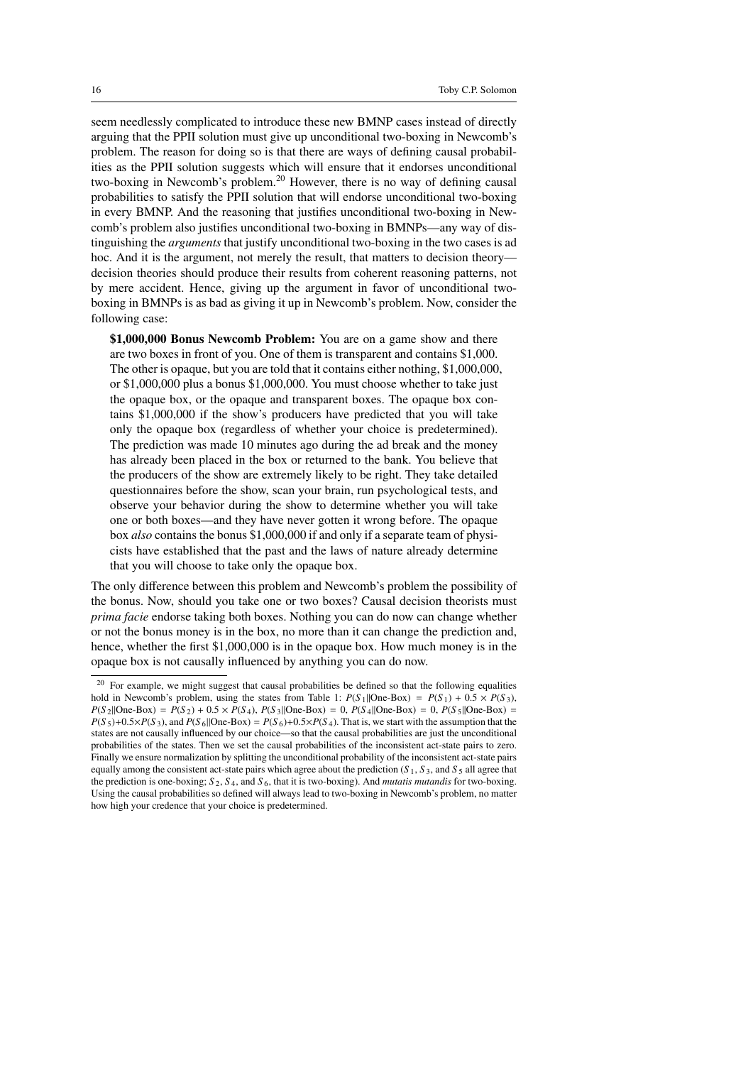seem needlessly complicated to introduce these new BMNP cases instead of directly arguing that the PPII solution must give up unconditional two-boxing in Newcomb's problem. The reason for doing so is that there are ways of defining causal probabilities as the PPII solution suggests which will ensure that it endorses unconditional two-boxing in Newcomb's problem.[20] However, there is no way of defining causal probabilities to satisfy the PPII solution that will endorse unconditional two-boxing in every BMNP. And the reasoning that justifies unconditional two-boxing in Newcomb's problem also justifies unconditional two-boxing in BMNPs—any way of distinguishing the *arguments* that justify unconditional two-boxing in the two cases is ad hoc. And it is the argument, not merely the result, that matters to decision theory—decision theories should produce their results from coherent reasoning patterns, not by mere accident. Hence, giving up the argument in favor of unconditional two-boxing in BMNPs is as bad as giving it up in Newcomb's problem. Now, consider the following case:

> **$1,000,000 Bonus Newcomb Problem:** You are on a game show and there are two boxes in front of you. One of them is transparent and contains $1,000. The other is opaque, but you are told that it contains either nothing, $1,000,000, or $1,000,000 plus a bonus $1,000,000. You must choose whether to take just the opaque box, or the opaque and transparent boxes. The opaque box contains $1,000,000 if the show's producers have predicted that you will take only the opaque box (regardless of whether your choice is predetermined). The prediction was made 10 minutes ago during the ad break and the money has already been placed in the box or returned to the bank. You believe that the producers of the show are extremely likely to be right. They take detailed questionnaires before the show, scan your brain, run psychological tests, and observe your behavior during the show to determine whether you will take one or both boxes—and they have never gotten it wrong before. The opaque box *also* contains the bonus $1,000,000 if and only if a separate team of physicists have established that the past and the laws of nature already determine that you will choose to take only the opaque box.

The only difference between this problem and Newcomb's problem the possibility of the bonus. Now, should you take one or two boxes? Causal decision theorists must *prima facie* endorse taking both boxes. Nothing you can do now can change whether or not the bonus money is in the box, no more than it can change the prediction and, hence, whether the first $1,000,000 is in the opaque box. How much money is in the opaque box is not causally influenced by anything you can do now.

---

[20] For example, we might suggest that causal probabilities be defined so that the following equalities hold in Newcomb's problem, using the states from Table 1: $P(S_1 \| \text{One-Box}) = P(S_1) + 0.5 \times P(S_3)$, $P(S_2 \| \text{One-Box}) = P(S_2) + 0.5 \times P(S_4)$, $P(S_3 \| \text{One-Box}) = 0$, $P(S_4 \| \text{One-Box}) = 0$, $P(S_5 \| \text{One-Box}) = P(S_5) + 0.5 \times P(S_3)$, and $P(S_6 \| \text{One-Box}) = P(S_6) + 0.5 \times P(S_4)$. That is, we start with the assumption that the states are not causally influenced by our choice—so that the causal probabilities are just the unconditional probabilities of the states. Then we set the causal probabilities of the inconsistent act-state pairs to zero. Finally we ensure normalization by splitting the unconditional probability of the inconsistent act-state pairs equally among the consistent act-state pairs which agree about the prediction ($S_1$, $S_3$, and $S_5$ all agree that the prediction is one-boxing; $S_2$, $S_4$, and $S_6$, that it is two-boxing). And *mutatis mutandis* for two-boxing. Using the causal probabilities so defined will always lead to two-boxing in Newcomb's problem, no matter how high your credence that your choice is predetermined.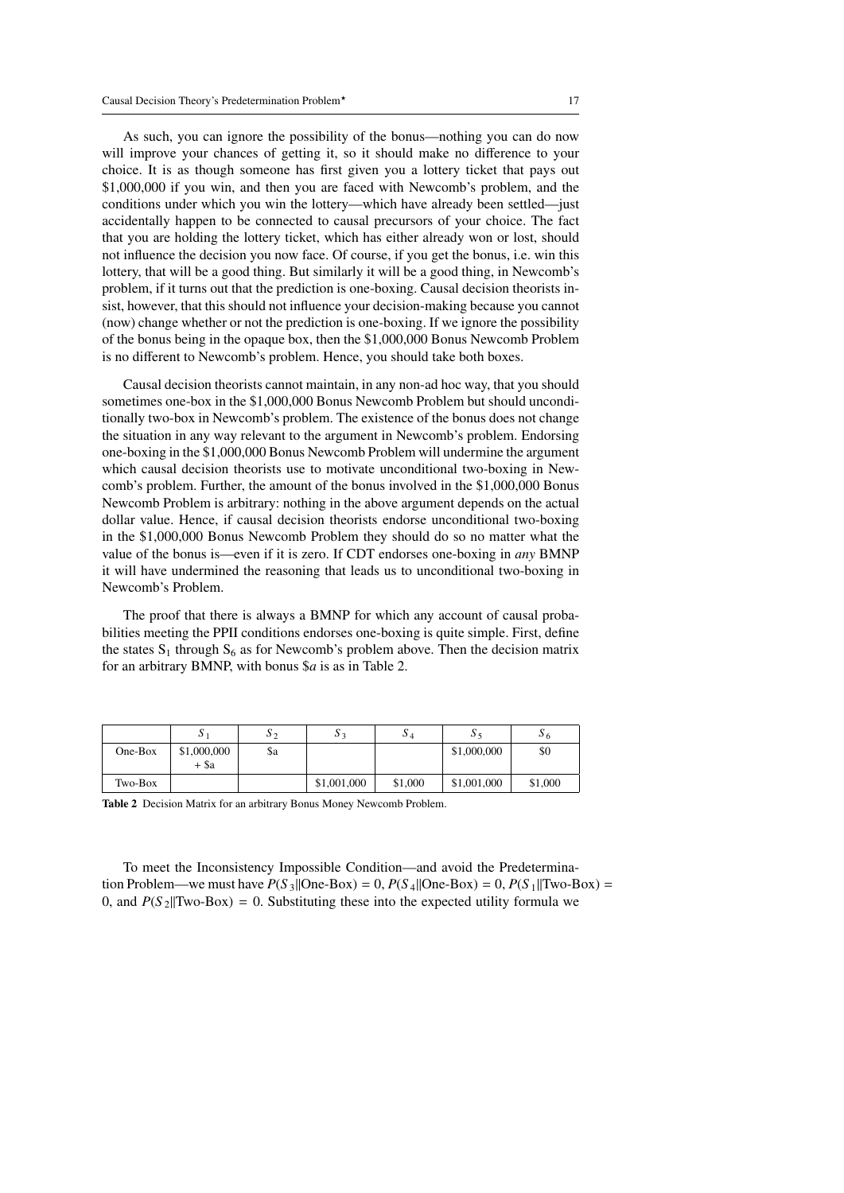As such, you can ignore the possibility of the bonus—nothing you can do now will improve your chances of getting it, so it should make no difference to your choice. It is as though someone has first given you a lottery ticket that pays out $1,000,000 if you win, and then you are faced with Newcomb's problem, and the conditions under which you win the lottery—which have already been settled—just accidentally happen to be connected to causal precursors of your choice. The fact that you are holding the lottery ticket, which has either already won or lost, should not influence the decision you now face. Of course, if you get the bonus, i.e. win this lottery, that will be a good thing. But similarly it will be a good thing, in Newcomb's problem, if it turns out that the prediction is one-boxing. Causal decision theorists insist, however, that this should not influence your decision-making because you cannot (now) change whether or not the prediction is one-boxing. If we ignore the possibility of the bonus being in the opaque box, then the $1,000,000 Bonus Newcomb Problem is no different to Newcomb's problem. Hence, you should take both boxes.

Causal decision theorists cannot maintain, in any non-ad hoc way, that you should sometimes one-box in the $1,000,000 Bonus Newcomb Problem but should unconditionally two-box in Newcomb's problem. The existence of the bonus does not change the situation in any way relevant to the argument in Newcomb's problem. Endorsing one-boxing in the $1,000,000 Bonus Newcomb Problem will undermine the argument which causal decision theorists use to motivate unconditional two-boxing in Newcomb's problem. Further, the amount of the bonus involved in the $1,000,000 Bonus Newcomb Problem is arbitrary: nothing in the above argument depends on the actual dollar value. Hence, if causal decision theorists endorse unconditional two-boxing in the $1,000,000 Bonus Newcomb Problem they should do so no matter what the value of the bonus is—even if it is zero. If CDT endorses one-boxing in *any* BMNP it will have undermined the reasoning that leads us to unconditional two-boxing in Newcomb's Problem.

The proof that there is always a BMNP for which any account of causal probabilities meeting the PPII conditions endorses one-boxing is quite simple. First, define the states $S_1$ through $S_6$ as for Newcomb's problem above. Then the decision matrix for an arbitrary BMNP, with bonus $\$a$ is as in Table 2.

| | $S_1$ | $S_2$ | $S_3$ | $S_4$ | $S_5$ | $S_6$ |
|---|---|---|---|---|---|---|
| One-Box | $1,000,000 + $a | $a | | | $1,000,000 | $0 |
| Two-Box | | | $1,001,000 | $1,000 | $1,001,000 | $1,000 |

**Table 2** Decision Matrix for an arbitrary Bonus Money Newcomb Problem.

To meet the Inconsistency Impossible Condition—and avoid the Predetermination Problem—we must have $P(S_3||\text{One-Box}) = 0$, $P(S_4||\text{One-Box}) = 0$, $P(S_1||\text{Two-Box}) = 0$, and $P(S_2||\text{Two-Box}) = 0$. Substituting these into the expected utility formula we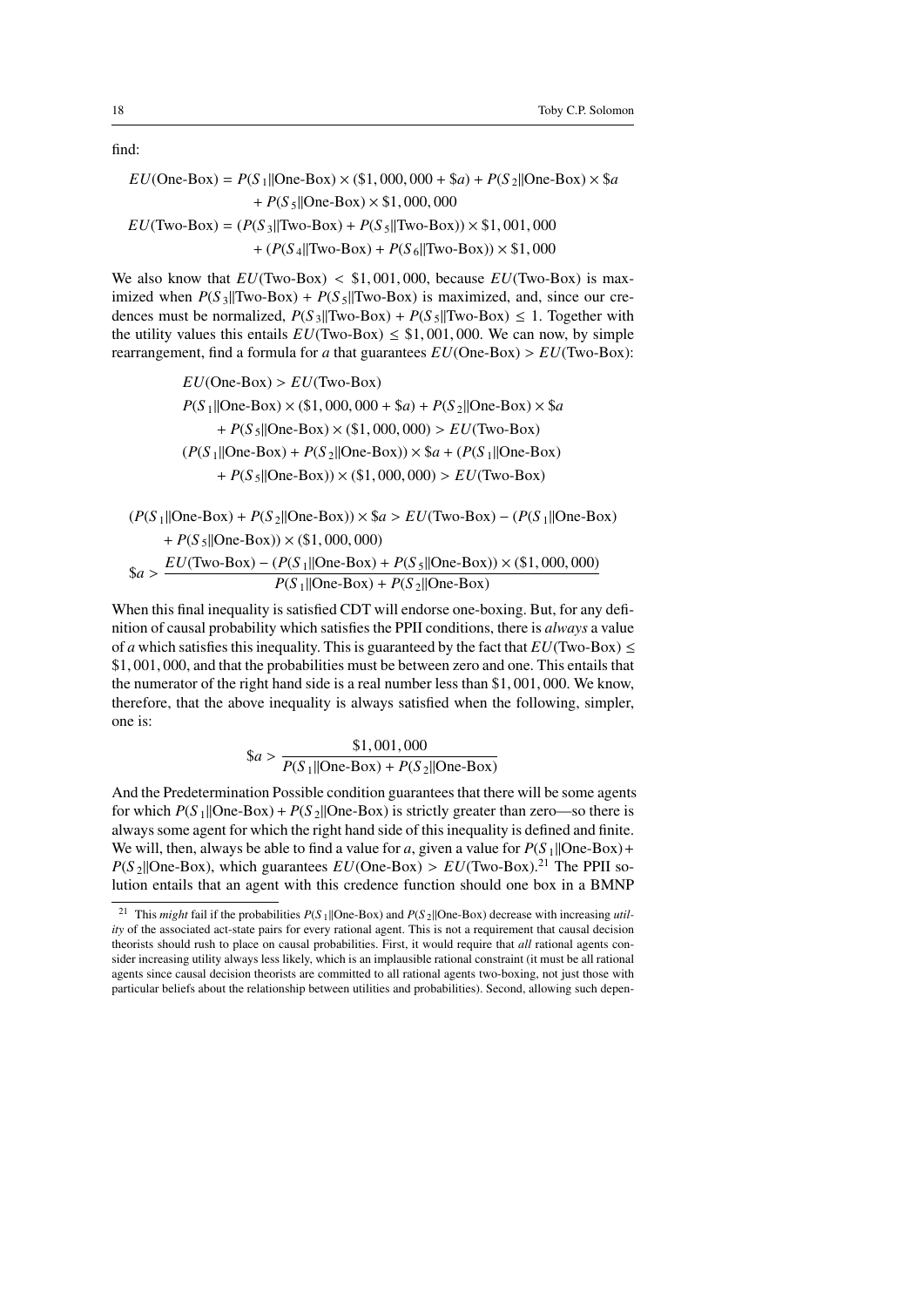find:

$$EU(\text{One-Box}) = P(S_1 \| \text{One-Box}) \times (\$1,000,000 + \$a) + P(S_2 \| \text{One-Box}) \times \$a$$
$$+ P(S_5 \| \text{One-Box}) \times \$1,000,000$$
$$EU(\text{Two-Box}) = (P(S_3 \| \text{Two-Box}) + P(S_5 \| \text{Two-Box})) \times \$1,001,000$$
$$+ (P(S_4 \| \text{Two-Box}) + P(S_6 \| \text{Two-Box})) \times \$1,000$$

We also know that $EU(\text{Two-Box}) < \$1,001,000$, because $EU(\text{Two-Box})$ is maximized when $P(S_3 \| \text{Two-Box}) + P(S_5 \| \text{Two-Box})$ is maximized, and, since our credences must be normalized, $P(S_3 \| \text{Two-Box}) + P(S_5 \| \text{Two-Box}) \leq 1$. Together with the utility values this entails $EU(\text{Two-Box}) \leq \$1,001,000$. We can now, by simple rearrangement, find a formula for $a$ that guarantees $EU(\text{One-Box}) > EU(\text{Two-Box})$:

$$EU(\text{One-Box}) > EU(\text{Two-Box})$$
$$P(S_1 \| \text{One-Box}) \times (\$1,000,000 + \$a) + P(S_2 \| \text{One-Box}) \times \$a$$
$$+ P(S_5 \| \text{One-Box}) \times (\$1,000,000) > EU(\text{Two-Box})$$
$$(P(S_1 \| \text{One-Box}) + P(S_2 \| \text{One-Box})) \times \$a + (P(S_1 \| \text{One-Box})$$
$$+ P(S_5 \| \text{One-Box})) \times (\$1,000,000) > EU(\text{Two-Box})$$

$$(P(S_1 \| \text{One-Box}) + P(S_2 \| \text{One-Box})) \times \$a > EU(\text{Two-Box}) - (P(S_1 \| \text{One-Box})$$
$$+ P(S_5 \| \text{One-Box})) \times (\$1,000,000)$$
$$\$a > \frac{EU(\text{Two-Box}) - (P(S_1 \| \text{One-Box}) + P(S_5 \| \text{One-Box})) \times (\$1,000,000)}{P(S_1 \| \text{One-Box}) + P(S_2 \| \text{One-Box})}$$

When this final inequality is satisfied CDT will endorse one-boxing. But, for any definition of causal probability which satisfies the PPII conditions, there is *always* a value of $a$ which satisfies this inequality. This is guaranteed by the fact that $EU(\text{Two-Box}) \leq \$1,001,000$, and that the probabilities must be between zero and one. This entails that the numerator of the right hand side is a real number less than \$1,001,000. We know, therefore, that the above inequality is always satisfied when the following, simpler, one is:

$$\$a > \frac{\$1,001,000}{P(S_1 \| \text{One-Box}) + P(S_2 \| \text{One-Box})}$$

And the Predetermination Possible condition guarantees that there will be some agents for which $P(S_1 \| \text{One-Box}) + P(S_2 \| \text{One-Box})$ is strictly greater than zero—so there is always some agent for which the right hand side of this inequality is defined and finite. We will, then, always be able to find a value for $a$, given a value for $P(S_1 \| \text{One-Box}) + P(S_2 \| \text{One-Box})$, which guarantees $EU(\text{One-Box}) > EU(\text{Two-Box})$.[21] The PPII solution entails that an agent with this credence function should one box in a BMNP

[21] This *might* fail if the probabilities $P(S_1 \| \text{One-Box})$ and $P(S_2 \| \text{One-Box})$ decrease with increasing *utility* of the associated act-state pairs for every rational agent. This is not a requirement that causal decision theorists should rush to place on causal probabilities. First, it would require that *all* rational agents consider increasing utility always less likely, which is an implausible rational constraint (it must be all rational agents since causal decision theorists are committed to all rational agents two-boxing, not just those with particular beliefs about the relationship between utilities and probabilities). Second, allowing such depen-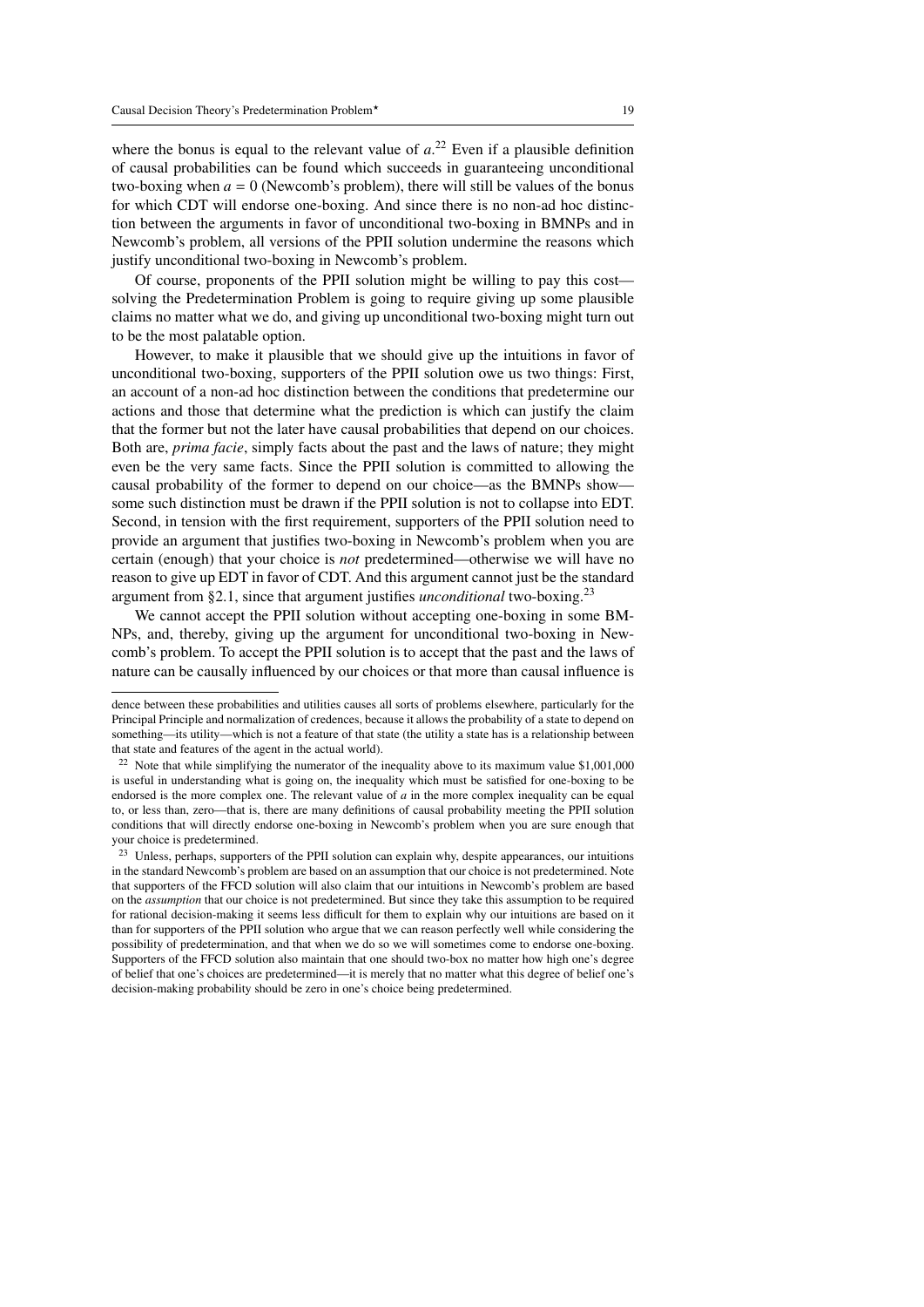where the bonus is equal to the relevant value of $a$.[22] Even if a plausible definition of causal probabilities can be found which succeeds in guaranteeing unconditional two-boxing when $a = 0$ (Newcomb's problem), there will still be values of the bonus for which CDT will endorse one-boxing. And since there is no non-ad hoc distinction between the arguments in favor of unconditional two-boxing in BMNPs and in Newcomb's problem, all versions of the PPII solution undermine the reasons which justify unconditional two-boxing in Newcomb's problem.

Of course, proponents of the PPII solution might be willing to pay this cost—solving the Predetermination Problem is going to require giving up some plausible claims no matter what we do, and giving up unconditional two-boxing might turn out to be the most palatable option.

However, to make it plausible that we should give up the intuitions in favor of unconditional two-boxing, supporters of the PPII solution owe us two things: First, an account of a non-ad hoc distinction between the conditions that predetermine our actions and those that determine what the prediction is which can justify the claim that the former but not the later have causal probabilities that depend on our choices. Both are, *prima facie*, simply facts about the past and the laws of nature; they might even be the very same facts. Since the PPII solution is committed to allowing the causal probability of the former to depend on our choice—as the BMNPs show—some such distinction must be drawn if the PPII solution is not to collapse into EDT. Second, in tension with the first requirement, supporters of the PPII solution need to provide an argument that justifies two-boxing in Newcomb's problem when you are certain (enough) that your choice is *not* predetermined—otherwise we will have no reason to give up EDT in favor of CDT. And this argument cannot just be the standard argument from §2.1, since that argument justifies *unconditional* two-boxing.[23]

We cannot accept the PPII solution without accepting one-boxing in some BMNPs, and, thereby, giving up the argument for unconditional two-boxing in Newcomb's problem. To accept the PPII solution is to accept that the past and the laws of nature can be causally influenced by our choices or that more than causal influence is

---

dence between these probabilities and utilities causes all sorts of problems elsewhere, particularly for the Principal Principle and normalization of credences, because it allows the probability of a state to depend on something—its utility—which is not a feature of that state (the utility a state has is a relationship between that state and features of the agent in the actual world).

[22] Note that while simplifying the numerator of the inequality above to its maximum value \$1,001,000 is useful in understanding what is going on, the inequality which must be satisfied for one-boxing to be endorsed is the more complex one. The relevant value of $a$ in the more complex inequality can be equal to, or less than, zero—that is, there are many definitions of causal probability meeting the PPII solution conditions that will directly endorse one-boxing in Newcomb's problem when you are sure enough that your choice is predetermined.

[23] Unless, perhaps, supporters of the PPII solution can explain why, despite appearances, our intuitions in the standard Newcomb's problem are based on an assumption that our choice is not predetermined. Note that supporters of the FFCD solution will also claim that our intuitions in Newcomb's problem are based on the *assumption* that our choice is not predetermined. But since they take this assumption to be required for rational decision-making it seems less difficult for them to explain why our intuitions are based on it than for supporters of the PPII solution who argue that we can reason perfectly well while considering the possibility of predetermination, and that when we do so we will sometimes come to endorse one-boxing. Supporters of the FFCD solution also maintain that one should two-box no matter how high one's degree of belief that one's choices are predetermined—it is merely that no matter what this degree of belief one's decision-making probability should be zero in one's choice being predetermined.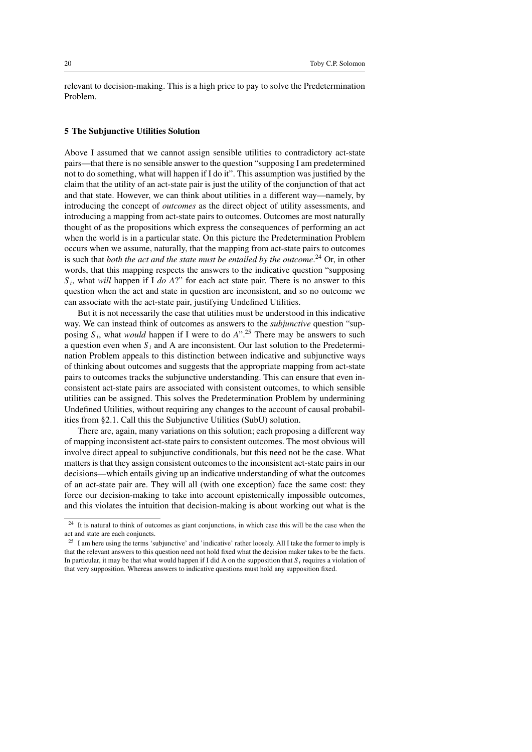relevant to decision-making. This is a high price to pay to solve the Predetermination Problem.

## 5 The Subjunctive Utilities Solution

Above I assumed that we cannot assign sensible utilities to contradictory act-state pairs—that there is no sensible answer to the question "supposing I am predetermined not to do something, what will happen if I do it". This assumption was justified by the claim that the utility of an act-state pair is just the utility of the conjunction of that act and that state. However, we can think about utilities in a different way—namely, by introducing the concept of *outcomes* as the direct object of utility assessments, and introducing a mapping from act-state pairs to outcomes. Outcomes are most naturally thought of as the propositions which express the consequences of performing an act when the world is in a particular state. On this picture the Predetermination Problem occurs when we assume, naturally, that the mapping from act-state pairs to outcomes is such that *both the act and the state must be entailed by the outcome*.[24] Or, in other words, that this mapping respects the answers to the indicative question "supposing $S_i$, what *will* happen if I *do* $A$?" for each act state pair. There is no answer to this question when the act and state in question are inconsistent, and so no outcome we can associate with the act-state pair, justifying Undefined Utilities.

But it is not necessarily the case that utilities must be understood in this indicative way. We can instead think of outcomes as answers to the *subjunctive* question "supposing $S_i$, what *would* happen if I were to do $A$".[25] There may be answers to such a question even when $S_i$ and A are inconsistent. Our last solution to the Predetermination Problem appeals to this distinction between indicative and subjunctive ways of thinking about outcomes and suggests that the appropriate mapping from act-state pairs to outcomes tracks the subjunctive understanding. This can ensure that even inconsistent act-state pairs are associated with consistent outcomes, to which sensible utilities can be assigned. This solves the Predetermination Problem by undermining Undefined Utilities, without requiring any changes to the account of causal probabilities from §2.1. Call this the Subjunctive Utilities (SubU) solution.

There are, again, many variations on this solution; each proposing a different way of mapping inconsistent act-state pairs to consistent outcomes. The most obvious will involve direct appeal to subjunctive conditionals, but this need not be the case. What matters is that they assign consistent outcomes to the inconsistent act-state pairs in our decisions—which entails giving up an indicative understanding of what the outcomes of an act-state pair are. They will all (with one exception) face the same cost: they force our decision-making to take into account epistemically impossible outcomes, and this violates the intuition that decision-making is about working out what is the

[24] It is natural to think of outcomes as giant conjunctions, in which case this will be the case when the act and state are each conjuncts.

[25] I am here using the terms 'subjunctive' and 'indicative' rather loosely. All I take the former to imply is that the relevant answers to this question need not hold fixed what the decision maker takes to be the facts. In particular, it may be that what would happen if I did A on the supposition that $S_i$ requires a violation of that very supposition. Whereas answers to indicative questions must hold any supposition fixed.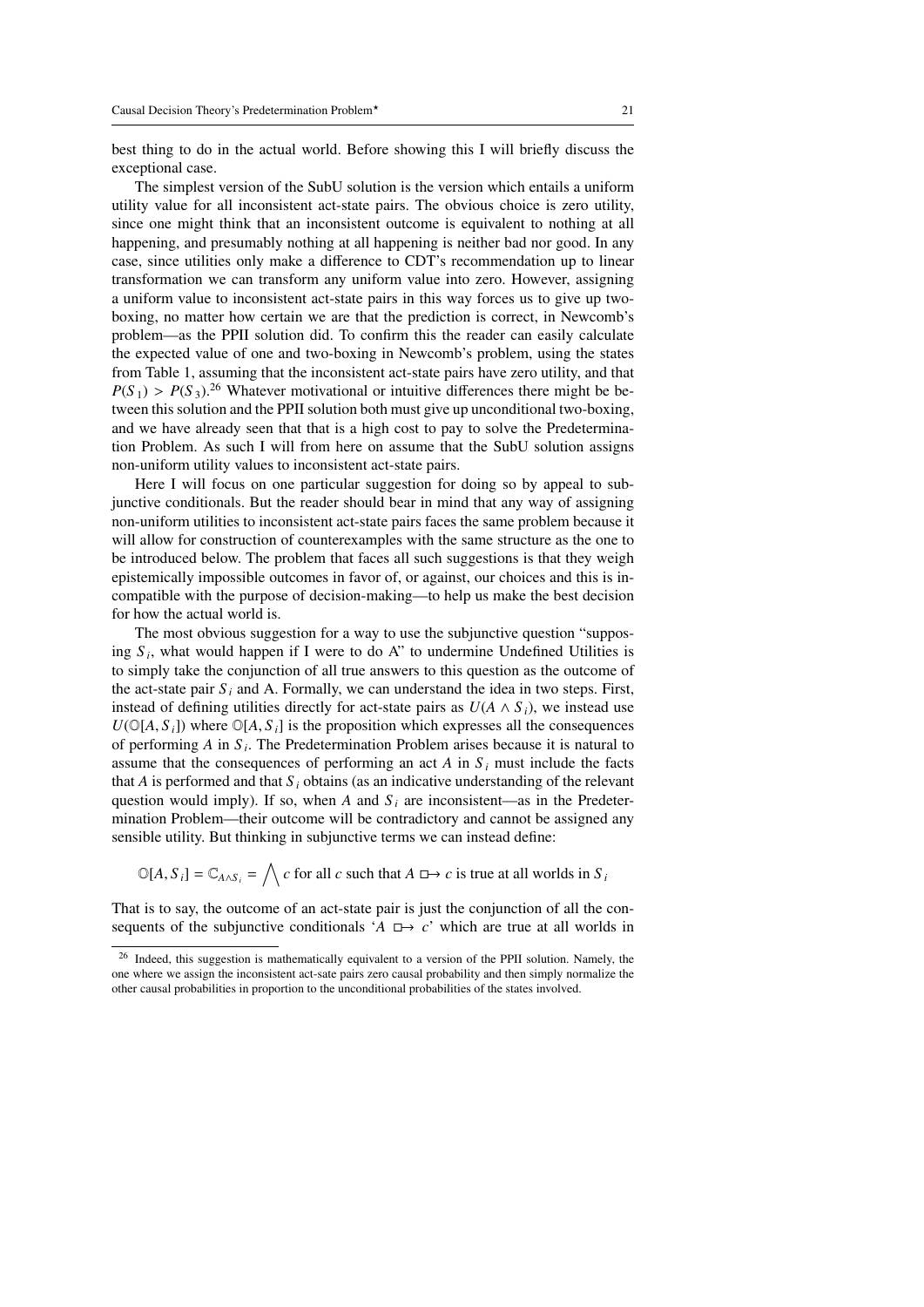best thing to do in the actual world. Before showing this I will briefly discuss the exceptional case.

The simplest version of the SubU solution is the version which entails a uniform utility value for all inconsistent act-state pairs. The obvious choice is zero utility, since one might think that an inconsistent outcome is equivalent to nothing at all happening, and presumably nothing at all happening is neither bad nor good. In any case, since utilities only make a difference to CDT's recommendation up to linear transformation we can transform any uniform value into zero. However, assigning a uniform value to inconsistent act-state pairs in this way forces us to give up two-boxing, no matter how certain we are that the prediction is correct, in Newcomb's problem—as the PPII solution did. To confirm this the reader can easily calculate the expected value of one and two-boxing in Newcomb's problem, using the states from Table 1, assuming that the inconsistent act-state pairs have zero utility, and that $P(S_1) > P(S_3)$.[26] Whatever motivational or intuitive differences there might be between this solution and the PPII solution both must give up unconditional two-boxing, and we have already seen that that is a high cost to pay to solve the Predetermination Problem. As such I will from here on assume that the SubU solution assigns non-uniform utility values to inconsistent act-state pairs.

Here I will focus on one particular suggestion for doing so by appeal to subjunctive conditionals. But the reader should bear in mind that any way of assigning non-uniform utilities to inconsistent act-state pairs faces the same problem because it will allow for construction of counterexamples with the same structure as the one to be introduced below. The problem that faces all such suggestions is that they weigh epistemically impossible outcomes in favor of, or against, our choices and this is incompatible with the purpose of decision-making—to help us make the best decision for how the actual world is.

The most obvious suggestion for a way to use the subjunctive question "supposing $S_i$, what would happen if I were to do A" to undermine Undefined Utilities is to simply take the conjunction of all true answers to this question as the outcome of the act-state pair $S_i$ and A. Formally, we can understand the idea in two steps. First, instead of defining utilities directly for act-state pairs as $U(A \wedge S_i)$, we instead use $U(\mathbb{O}[A, S_i])$ where $\mathbb{O}[A, S_i]$ is the proposition which expresses all the consequences of performing $A$ in $S_i$. The Predetermination Problem arises because it is natural to assume that the consequences of performing an act $A$ in $S_i$ must include the facts that $A$ is performed and that $S_i$ obtains (as an indicative understanding of the relevant question would imply). If so, when $A$ and $S_i$ are inconsistent—as in the Predetermination Problem—their outcome will be contradictory and cannot be assigned any sensible utility. But thinking in subjunctive terms we can instead define:

$$\mathbb{O}[A, S_i] = \mathbb{C}_{A \wedge S_i} = \bigwedge c \text{ for all } c \text{ such that } A \mathrel{\Box\!\!\rightarrow} c \text{ is true at all worlds in } S_i$$

That is to say, the outcome of an act-state pair is just the conjunction of all the consequents of the subjunctive conditionals '$A \mathrel{\Box\!\!\rightarrow} c$' which are true at all worlds in

[26] Indeed, this suggestion is mathematically equivalent to a version of the PPII solution. Namely, the one where we assign the inconsistent act-sate pairs zero causal probability and then simply normalize the other causal probabilities in proportion to the unconditional probabilities of the states involved.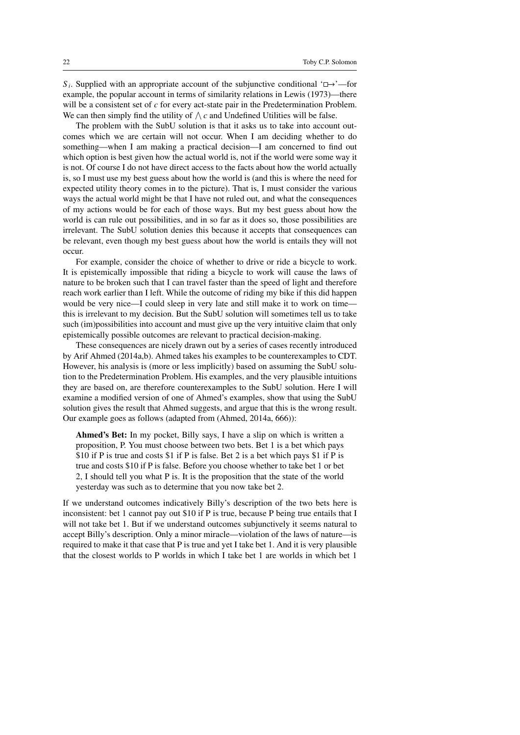$S_i$. Supplied with an appropriate account of the subjunctive conditional '$\Box\!\!\rightarrow$'—for example, the popular account in terms of similarity relations in Lewis (1973)—there will be a consistent set of $c$ for every act-state pair in the Predetermination Problem. We can then simply find the utility of $\bigwedge c$ and Undefined Utilities will be false.

The problem with the SubU solution is that it asks us to take into account outcomes which we are certain will not occur. When I am deciding whether to do something—when I am making a practical decision—I am concerned to find out which option is best given how the actual world is, not if the world were some way it is not. Of course I do not have direct access to the facts about how the world actually is, so I must use my best guess about how the world is (and this is where the need for expected utility theory comes in to the picture). That is, I must consider the various ways the actual world might be that I have not ruled out, and what the consequences of my actions would be for each of those ways. But my best guess about how the world is can rule out possibilities, and in so far as it does so, those possibilities are irrelevant. The SubU solution denies this because it accepts that consequences can be relevant, even though my best guess about how the world is entails they will not occur.

For example, consider the choice of whether to drive or ride a bicycle to work. It is epistemically impossible that riding a bicycle to work will cause the laws of nature to be broken such that I can travel faster than the speed of light and therefore reach work earlier than I left. While the outcome of riding my bike if this did happen would be very nice—I could sleep in very late and still make it to work on time—this is irrelevant to my decision. But the SubU solution will sometimes tell us to take such (im)possibilities into account and must give up the very intuitive claim that only epistemically possible outcomes are relevant to practical decision-making.

These consequences are nicely drawn out by a series of cases recently introduced by Arif Ahmed (2014a,b). Ahmed takes his examples to be counterexamples to CDT. However, his analysis is (more or less implicitly) based on assuming the SubU solution to the Predetermination Problem. His examples, and the very plausible intuitions they are based on, are therefore counterexamples to the SubU solution. Here I will examine a modified version of one of Ahmed's examples, show that using the SubU solution gives the result that Ahmed suggests, and argue that this is the wrong result. Our example goes as follows (adapted from (Ahmed, 2014a, 666)):

> **Ahmed's Bet:** In my pocket, Billy says, I have a slip on which is written a proposition, P. You must choose between two bets. Bet 1 is a bet which pays \$10 if P is true and costs \$1 if P is false. Bet 2 is a bet which pays \$1 if P is true and costs \$10 if P is false. Before you choose whether to take bet 1 or bet 2, I should tell you what P is. It is the proposition that the state of the world yesterday was such as to determine that you now take bet 2.

If we understand outcomes indicatively Billy's description of the two bets here is inconsistent: bet 1 cannot pay out \$10 if P is true, because P being true entails that I will not take bet 1. But if we understand outcomes subjunctively it seems natural to accept Billy's description. Only a minor miracle—violation of the laws of nature—is required to make it that case that P is true and yet I take bet 1. And it is very plausible that the closest worlds to P worlds in which I take bet 1 are worlds in which bet 1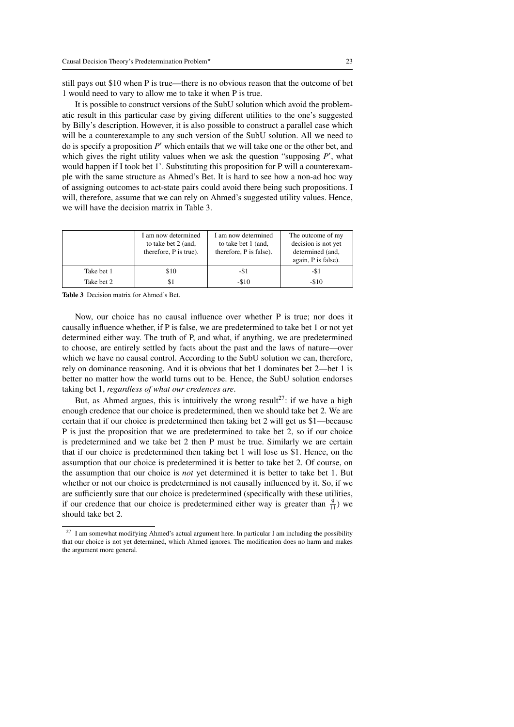still pays out \$10 when P is true—there is no obvious reason that the outcome of bet 1 would need to vary to allow me to take it when P is true.

It is possible to construct versions of the SubU solution which avoid the problematic result in this particular case by giving different utilities to the one's suggested by Billy's description. However, it is also possible to construct a parallel case which will be a counterexample to any such version of the SubU solution. All we need to do is specify a proposition $P'$ which entails that we will take one or the other bet, and which gives the right utility values when we ask the question "supposing $P'$, what would happen if I took bet 1'. Substituting this proposition for P will a counterexample with the same structure as Ahmed's Bet. It is hard to see how a non-ad hoc way of assigning outcomes to act-state pairs could avoid there being such propositions. I will, therefore, assume that we can rely on Ahmed's suggested utility values. Hence, we will have the decision matrix in Table 3.

| | I am now determined to take bet 2 (and, therefore, P is true). | I am now determined to take bet 1 (and, therefore, P is false). | The outcome of my decision is not yet determined (and, again, P is false). |
|---|---|---|---|
| Take bet 1 | \$10 | -\$1 | -\$1 |
| Take bet 2 | \$1 | -\$10 | -\$10 |

**Table 3** Decision matrix for Ahmed's Bet.

Now, our choice has no causal influence over whether P is true; nor does it causally influence whether, if P is false, we are predetermined to take bet 1 or not yet determined either way. The truth of P, and what, if anything, we are predetermined to choose, are entirely settled by facts about the past and the laws of nature—over which we have no causal control. According to the SubU solution we can, therefore, rely on dominance reasoning. And it is obvious that bet 1 dominates bet 2—bet 1 is better no matter how the world turns out to be. Hence, the SubU solution endorses taking bet 1, *regardless of what our credences are*.

But, as Ahmed argues, this is intuitively the wrong result[27]: if we have a high enough credence that our choice is predetermined, then we should take bet 2. We are certain that if our choice is predetermined then taking bet 2 will get us \$1—because P is just the proposition that we are predetermined to take bet 2, so if our choice is predetermined and we take bet 2 then P must be true. Similarly we are certain that if our choice is predetermined then taking bet 1 will lose us \$1. Hence, on the assumption that our choice is predetermined it is better to take bet 2. Of course, on the assumption that our choice is *not* yet determined it is better to take bet 1. But whether or not our choice is predetermined is not causally influenced by it. So, if we are sufficiently sure that our choice is predetermined (specifically with these utilities, if our credence that our choice is predetermined either way is greater than $\frac{9}{11}$) we should take bet 2.

[27] I am somewhat modifying Ahmed's actual argument here. In particular I am including the possibility that our choice is not yet determined, which Ahmed ignores. The modification does no harm and makes the argument more general.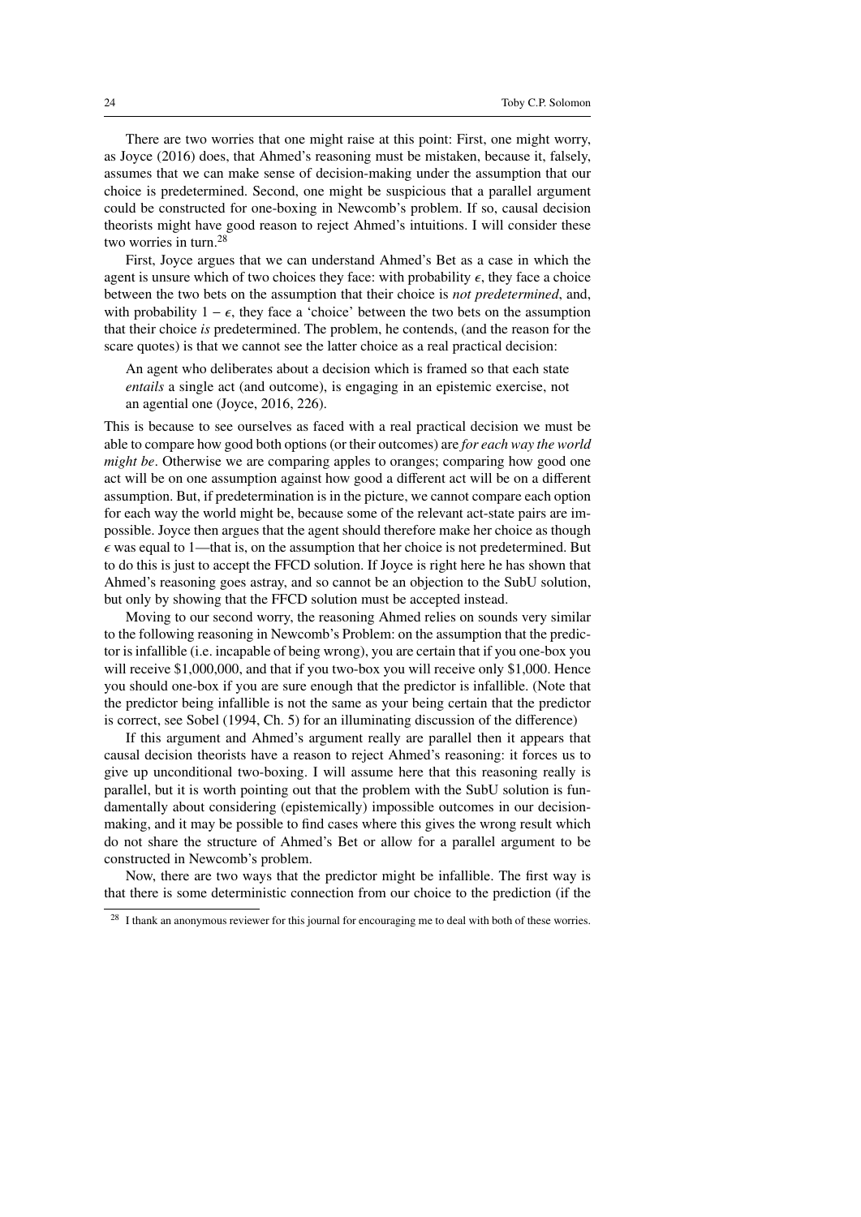There are two worries that one might raise at this point: First, one might worry, as Joyce (2016) does, that Ahmed's reasoning must be mistaken, because it, falsely, assumes that we can make sense of decision-making under the assumption that our choice is predetermined. Second, one might be suspicious that a parallel argument could be constructed for one-boxing in Newcomb's problem. If so, causal decision theorists might have good reason to reject Ahmed's intuitions. I will consider these two worries in turn.[28]

First, Joyce argues that we can understand Ahmed's Bet as a case in which the agent is unsure which of two choices they face: with probability $\epsilon$, they face a choice between the two bets on the assumption that their choice is *not predetermined*, and, with probability $1 - \epsilon$, they face a 'choice' between the two bets on the assumption that their choice *is* predetermined. The problem, he contends, (and the reason for the scare quotes) is that we cannot see the latter choice as a real practical decision:

> An agent who deliberates about a decision which is framed so that each state *entails* a single act (and outcome), is engaging in an epistemic exercise, not an agential one (Joyce, 2016, 226).

This is because to see ourselves as faced with a real practical decision we must be able to compare how good both options (or their outcomes) are *for each way the world might be*. Otherwise we are comparing apples to oranges; comparing how good one act will be on one assumption against how good a different act will be on a different assumption. But, if predetermination is in the picture, we cannot compare each option for each way the world might be, because some of the relevant act-state pairs are impossible. Joyce then argues that the agent should therefore make her choice as though $\epsilon$ was equal to 1—that is, on the assumption that her choice is not predetermined. But to do this is just to accept the FFCD solution. If Joyce is right here he has shown that Ahmed's reasoning goes astray, and so cannot be an objection to the SubU solution, but only by showing that the FFCD solution must be accepted instead.

Moving to our second worry, the reasoning Ahmed relies on sounds very similar to the following reasoning in Newcomb's Problem: on the assumption that the predictor is infallible (i.e. incapable of being wrong), you are certain that if you one-box you will receive \$1,000,000, and that if you two-box you will receive only \$1,000. Hence you should one-box if you are sure enough that the predictor is infallible. (Note that the predictor being infallible is not the same as your being certain that the predictor is correct, see Sobel (1994, Ch. 5) for an illuminating discussion of the difference)

If this argument and Ahmed's argument really are parallel then it appears that causal decision theorists have a reason to reject Ahmed's reasoning: it forces us to give up unconditional two-boxing. I will assume here that this reasoning really is parallel, but it is worth pointing out that the problem with the SubU solution is fundamentally about considering (epistemically) impossible outcomes in our decision-making, and it may be possible to find cases where this gives the wrong result which do not share the structure of Ahmed's Bet or allow for a parallel argument to be constructed in Newcomb's problem.

Now, there are two ways that the predictor might be infallible. The first way is that there is some deterministic connection from our choice to the prediction (if the

[28] I thank an anonymous reviewer for this journal for encouraging me to deal with both of these worries.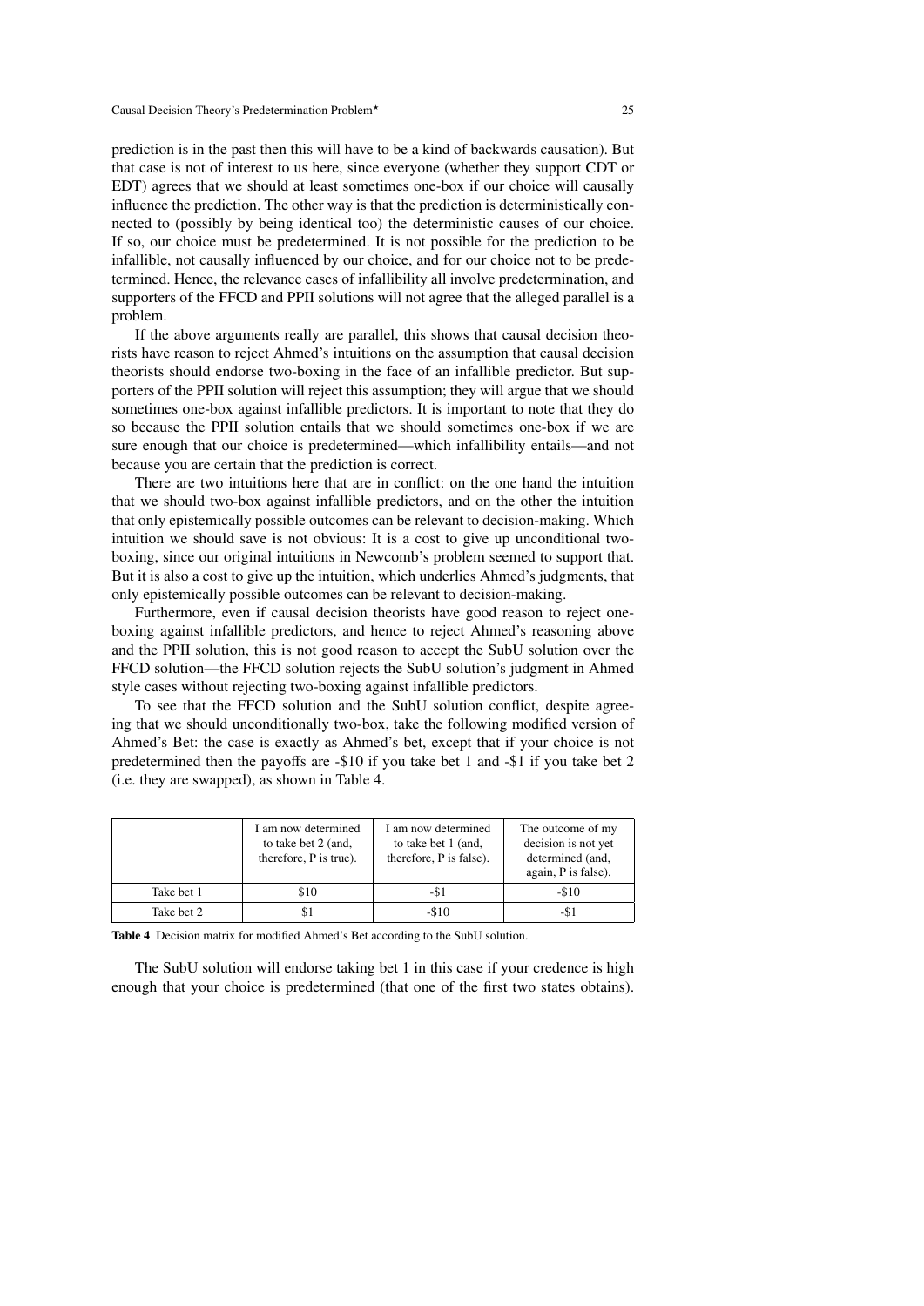prediction is in the past then this will have to be a kind of backwards causation). But that case is not of interest to us here, since everyone (whether they support CDT or EDT) agrees that we should at least sometimes one-box if our choice will causally influence the prediction. The other way is that the prediction is deterministically connected to (possibly by being identical too) the deterministic causes of our choice. If so, our choice must be predetermined. It is not possible for the prediction to be infallible, not causally influenced by our choice, and for our choice not to be predetermined. Hence, the relevance cases of infallibility all involve predetermination, and supporters of the FFCD and PPII solutions will not agree that the alleged parallel is a problem.

If the above arguments really are parallel, this shows that causal decision theorists have reason to reject Ahmed's intuitions on the assumption that causal decision theorists should endorse two-boxing in the face of an infallible predictor. But supporters of the PPII solution will reject this assumption; they will argue that we should sometimes one-box against infallible predictors. It is important to note that they do so because the PPII solution entails that we should sometimes one-box if we are sure enough that our choice is predetermined—which infallibility entails—and not because you are certain that the prediction is correct.

There are two intuitions here that are in conflict: on the one hand the intuition that we should two-box against infallible predictors, and on the other the intuition that only epistemically possible outcomes can be relevant to decision-making. Which intuition we should save is not obvious: It is a cost to give up unconditional two-boxing, since our original intuitions in Newcomb's problem seemed to support that. But it is also a cost to give up the intuition, which underlies Ahmed's judgments, that only epistemically possible outcomes can be relevant to decision-making.

Furthermore, even if causal decision theorists have good reason to reject one-boxing against infallible predictors, and hence to reject Ahmed's reasoning above and the PPII solution, this is not good reason to accept the SubU solution over the FFCD solution—the FFCD solution rejects the SubU solution's judgment in Ahmed style cases without rejecting two-boxing against infallible predictors.

To see that the FFCD solution and the SubU solution conflict, despite agreeing that we should unconditionally two-box, take the following modified version of Ahmed's Bet: the case is exactly as Ahmed's bet, except that if your choice is not predetermined then the payoffs are -\$10 if you take bet 1 and -\$1 if you take bet 2 (i.e. they are swapped), as shown in Table 4.

| | I am now determined to take bet 2 (and, therefore, P is true). | I am now determined to take bet 1 (and, therefore, P is false). | The outcome of my decision is not yet determined (and, again, P is false). |
|---|---|---|---|
| Take bet 1 | \$10 | -\$1 | -\$10 |
| Take bet 2 | \$1 | -\$10 | -\$1 |

**Table 4** Decision matrix for modified Ahmed's Bet according to the SubU solution.

The SubU solution will endorse taking bet 1 in this case if your credence is high enough that your choice is predetermined (that one of the first two states obtains).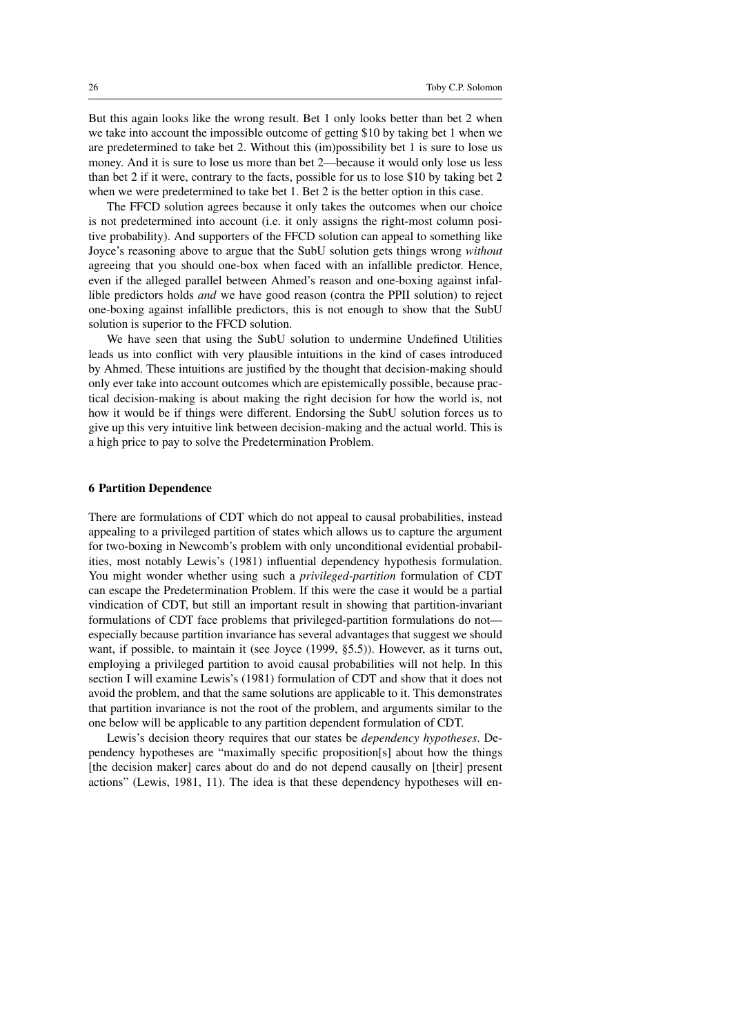But this again looks like the wrong result. Bet 1 only looks better than bet 2 when we take into account the impossible outcome of getting $10 by taking bet 1 when we are predetermined to take bet 2. Without this (im)possibility bet 1 is sure to lose us money. And it is sure to lose us more than bet 2—because it would only lose us less than bet 2 if it were, contrary to the facts, possible for us to lose $10 by taking bet 2 when we were predetermined to take bet 1. Bet 2 is the better option in this case.

The FFCD solution agrees because it only takes the outcomes when our choice is not predetermined into account (i.e. it only assigns the right-most column positive probability). And supporters of the FFCD solution can appeal to something like Joyce's reasoning above to argue that the SubU solution gets things wrong *without* agreeing that you should one-box when faced with an infallible predictor. Hence, even if the alleged parallel between Ahmed's reason and one-boxing against infallible predictors holds *and* we have good reason (contra the PPII solution) to reject one-boxing against infallible predictors, this is not enough to show that the SubU solution is superior to the FFCD solution.

We have seen that using the SubU solution to undermine Undefined Utilities leads us into conflict with very plausible intuitions in the kind of cases introduced by Ahmed. These intuitions are justified by the thought that decision-making should only ever take into account outcomes which are epistemically possible, because practical decision-making is about making the right decision for how the world is, not how it would be if things were different. Endorsing the SubU solution forces us to give up this very intuitive link between decision-making and the actual world. This is a high price to pay to solve the Predetermination Problem.

## 6 Partition Dependence

There are formulations of CDT which do not appeal to causal probabilities, instead appealing to a privileged partition of states which allows us to capture the argument for two-boxing in Newcomb's problem with only unconditional evidential probabilities, most notably Lewis's (1981) influential dependency hypothesis formulation. You might wonder whether using such a *privileged-partition* formulation of CDT can escape the Predetermination Problem. If this were the case it would be a partial vindication of CDT, but still an important result in showing that partition-invariant formulations of CDT face problems that privileged-partition formulations do not—especially because partition invariance has several advantages that suggest we should want, if possible, to maintain it (see Joyce (1999, §5.5)). However, as it turns out, employing a privileged partition to avoid causal probabilities will not help. In this section I will examine Lewis's (1981) formulation of CDT and show that it does not avoid the problem, and that the same solutions are applicable to it. This demonstrates that partition invariance is not the root of the problem, and arguments similar to the one below will be applicable to any partition dependent formulation of CDT.

Lewis's decision theory requires that our states be *dependency hypotheses*. Dependency hypotheses are "maximally specific proposition[s] about how the things [the decision maker] cares about do and do not depend causally on [their] present actions" (Lewis, 1981, 11). The idea is that these dependency hypotheses will en-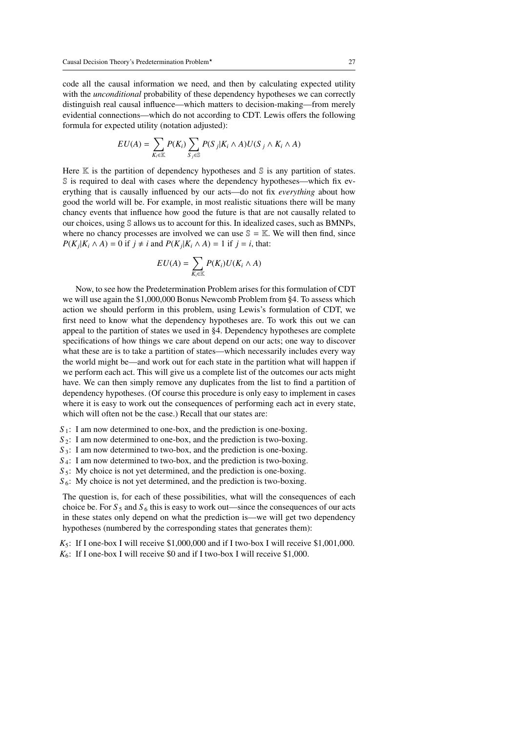code all the causal information we need, and then by calculating expected utility with the *unconditional* probability of these dependency hypotheses we can correctly distinguish real causal influence—which matters to decision-making—from merely evidential connections—which do not according to CDT. Lewis offers the following formula for expected utility (notation adjusted):

$$EU(A) = \sum_{K_i \in \mathbb{K}} P(K_i) \sum_{S_j \in \mathbb{S}} P(S_j | K_i \wedge A) U(S_j \wedge K_i \wedge A)$$

Here $\mathbb{K}$ is the partition of dependency hypotheses and $\mathbb{S}$ is any partition of states. $\mathbb{S}$ is required to deal with cases where the dependency hypotheses—which fix everything that is causally influenced by our acts—do not fix *everything* about how good the world will be. For example, in most realistic situations there will be many chancy events that influence how good the future is that are not causally related to our choices, using $\mathbb{S}$ allows us to account for this. In idealized cases, such as BMNPs, where no chancy processes are involved we can use $\mathbb{S} = \mathbb{K}$. We will then find, since $P(K_j | K_i \wedge A) = 0$ if $j \neq i$ and $P(K_j | K_i \wedge A) = 1$ if $j = i$, that:

$$EU(A) = \sum_{K_i \in \mathbb{K}} P(K_i) U(K_i \wedge A)$$

Now, to see how the Predetermination Problem arises for this formulation of CDT we will use again the \$1,000,000 Bonus Newcomb Problem from §4. To assess which action we should perform in this problem, using Lewis's formulation of CDT, we first need to know what the dependency hypotheses are. To work this out we can appeal to the partition of states we used in §4. Dependency hypotheses are complete specifications of how things we care about depend on our acts; one way to discover what these are is to take a partition of states—which necessarily includes every way the world might be—and work out for each state in the partition what will happen if we perform each act. This will give us a complete list of the outcomes our acts might have. We can then simply remove any duplicates from the list to find a partition of dependency hypotheses. (Of course this procedure is only easy to implement in cases where it is easy to work out the consequences of performing each act in every state, which will often not be the case.) Recall that our states are:

$S_1$: I am now determined to one-box, and the prediction is one-boxing.
$S_2$: I am now determined to one-box, and the prediction is two-boxing.
$S_3$: I am now determined to two-box, and the prediction is one-boxing.
$S_4$: I am now determined to two-box, and the prediction is two-boxing.
$S_5$: My choice is not yet determined, and the prediction is one-boxing.
$S_6$: My choice is not yet determined, and the prediction is two-boxing.

The question is, for each of these possibilities, what will the consequences of each choice be. For $S_5$ and $S_6$ this is easy to work out—since the consequences of our acts in these states only depend on what the prediction is—we will get two dependency hypotheses (numbered by the corresponding states that generates them):

$K_5$: If I one-box I will receive \$1,000,000 and if I two-box I will receive \$1,001,000.
$K_6$: If I one-box I will receive \$0 and if I two-box I will receive \$1,000.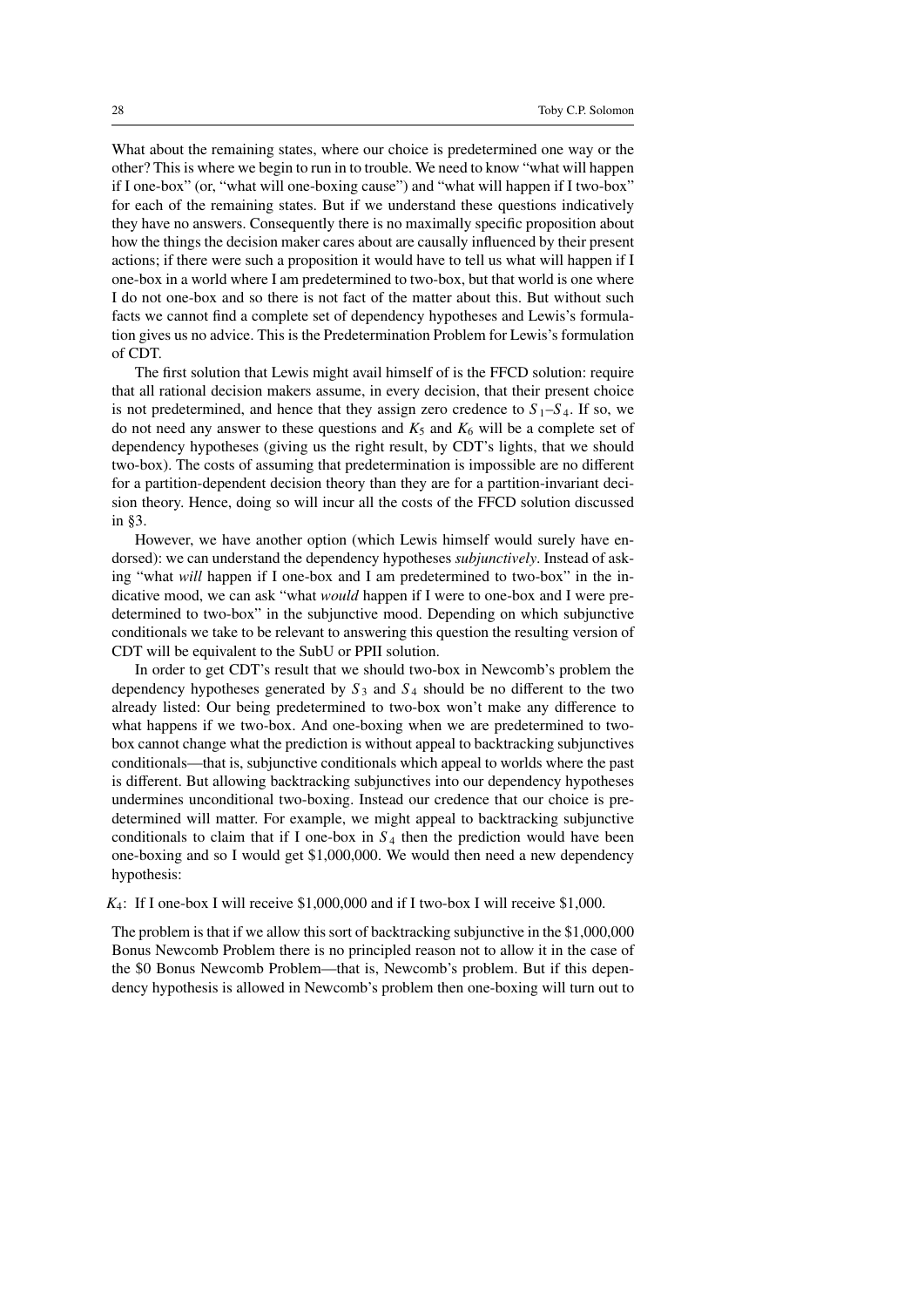What about the remaining states, where our choice is predetermined one way or the other? This is where we begin to run in to trouble. We need to know "what will happen if I one-box" (or, "what will one-boxing cause") and "what will happen if I two-box" for each of the remaining states. But if we understand these questions indicatively they have no answers. Consequently there is no maximally specific proposition about how the things the decision maker cares about are causally influenced by their present actions; if there were such a proposition it would have to tell us what will happen if I one-box in a world where I am predetermined to two-box, but that world is one where I do not one-box and so there is not fact of the matter about this. But without such facts we cannot find a complete set of dependency hypotheses and Lewis's formulation gives us no advice. This is the Predetermination Problem for Lewis's formulation of CDT.

The first solution that Lewis might avail himself of is the FFCD solution: require that all rational decision makers assume, in every decision, that their present choice is not predetermined, and hence that they assign zero credence to $S_1$–$S_4$. If so, we do not need any answer to these questions and $K_5$ and $K_6$ will be a complete set of dependency hypotheses (giving us the right result, by CDT's lights, that we should two-box). The costs of assuming that predetermination is impossible are no different for a partition-dependent decision theory than they are for a partition-invariant decision theory. Hence, doing so will incur all the costs of the FFCD solution discussed in §3.

However, we have another option (which Lewis himself would surely have endorsed): we can understand the dependency hypotheses *subjunctively*. Instead of asking "what *will* happen if I one-box and I am predetermined to two-box" in the indicative mood, we can ask "what *would* happen if I were to one-box and I were predetermined to two-box" in the subjunctive mood. Depending on which subjunctive conditionals we take to be relevant to answering this question the resulting version of CDT will be equivalent to the SubU or PPII solution.

In order to get CDT's result that we should two-box in Newcomb's problem the dependency hypotheses generated by $S_3$ and $S_4$ should be no different to the two already listed: Our being predetermined to two-box won't make any difference to what happens if we two-box. And one-boxing when we are predetermined to two-box cannot change what the prediction is without appeal to backtracking subjunctives conditionals—that is, subjunctive conditionals which appeal to worlds where the past is different. But allowing backtracking subjunctives into our dependency hypotheses undermines unconditional two-boxing. Instead our credence that our choice is predetermined will matter. For example, we might appeal to backtracking subjunctive conditionals to claim that if I one-box in $S_4$ then the prediction would have been one-boxing and so I would get \$1,000,000. We would then need a new dependency hypothesis:

$K_4$: If I one-box I will receive \$1,000,000 and if I two-box I will receive \$1,000.

The problem is that if we allow this sort of backtracking subjunctive in the \$1,000,000 Bonus Newcomb Problem there is no principled reason not to allow it in the case of the \$0 Bonus Newcomb Problem—that is, Newcomb's problem. But if this dependency hypothesis is allowed in Newcomb's problem then one-boxing will turn out to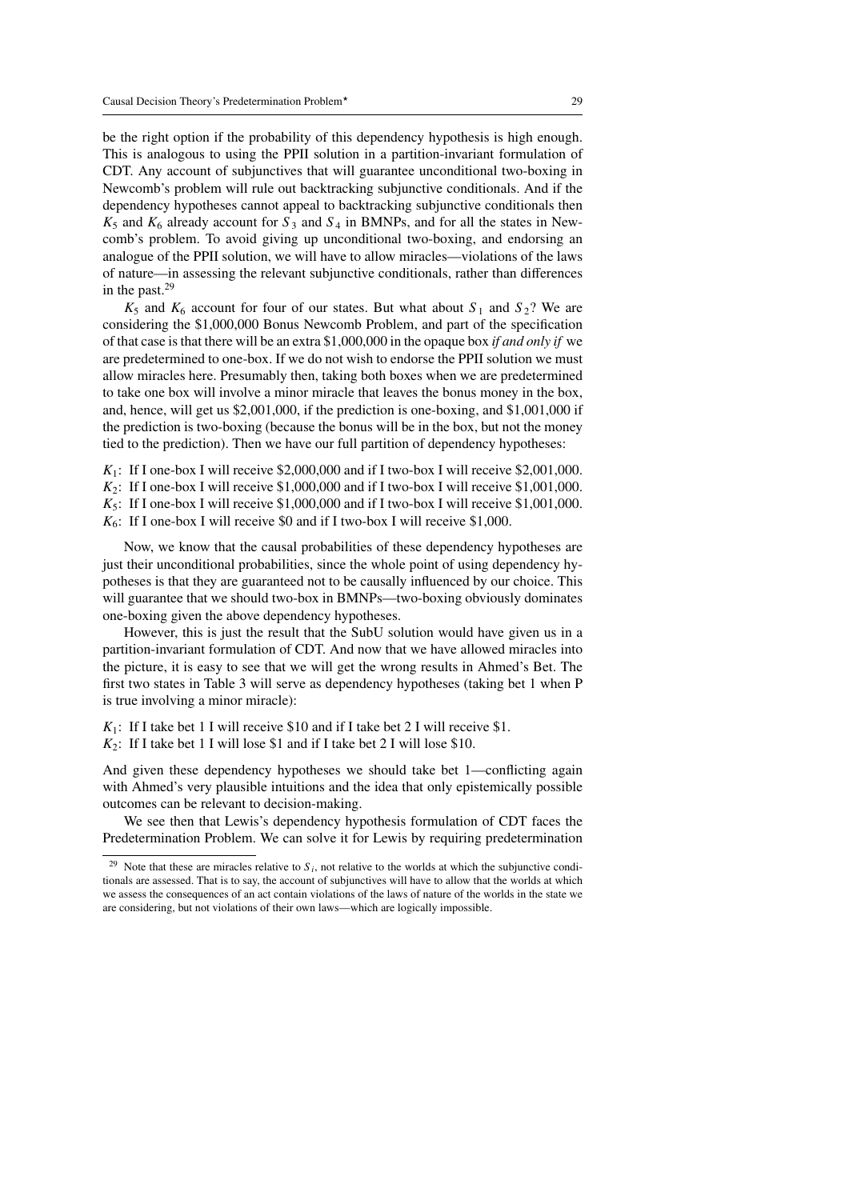be the right option if the probability of this dependency hypothesis is high enough. This is analogous to using the PPII solution in a partition-invariant formulation of CDT. Any account of subjunctives that will guarantee unconditional two-boxing in Newcomb's problem will rule out backtracking subjunctive conditionals. And if the dependency hypotheses cannot appeal to backtracking subjunctive conditionals then $K_5$ and $K_6$ already account for $S_3$ and $S_4$ in BMNPs, and for all the states in Newcomb's problem. To avoid giving up unconditional two-boxing, and endorsing an analogue of the PPII solution, we will have to allow miracles—violations of the laws of nature—in assessing the relevant subjunctive conditionals, rather than differences in the past.[29]

$K_5$ and $K_6$ account for four of our states. But what about $S_1$ and $S_2$? We are considering the \$1,000,000 Bonus Newcomb Problem, and part of the specification of that case is that there will be an extra \$1,000,000 in the opaque box *if and only if* we are predetermined to one-box. If we do not wish to endorse the PPII solution we must allow miracles here. Presumably then, taking both boxes when we are predetermined to take one box will involve a minor miracle that leaves the bonus money in the box, and, hence, will get us \$2,001,000, if the prediction is one-boxing, and \$1,001,000 if the prediction is two-boxing (because the bonus will be in the box, but not the money tied to the prediction). Then we have our full partition of dependency hypotheses:

$K_1$: If I one-box I will receive \$2,000,000 and if I two-box I will receive \$2,001,000.
$K_2$: If I one-box I will receive \$1,000,000 and if I two-box I will receive \$1,001,000.
$K_5$: If I one-box I will receive \$1,000,000 and if I two-box I will receive \$1,001,000.
$K_6$: If I one-box I will receive \$0 and if I two-box I will receive \$1,000.

Now, we know that the causal probabilities of these dependency hypotheses are just their unconditional probabilities, since the whole point of using dependency hypotheses is that they are guaranteed not to be causally influenced by our choice. This will guarantee that we should two-box in BMNPs—two-boxing obviously dominates one-boxing given the above dependency hypotheses.

However, this is just the result that the SubU solution would have given us in a partition-invariant formulation of CDT. And now that we have allowed miracles into the picture, it is easy to see that we will get the wrong results in Ahmed's Bet. The first two states in Table 3 will serve as dependency hypotheses (taking bet 1 when P is true involving a minor miracle):

$K_1$: If I take bet 1 I will receive \$10 and if I take bet 2 I will receive \$1.
$K_2$: If I take bet 1 I will lose \$1 and if I take bet 2 I will lose \$10.

And given these dependency hypotheses we should take bet 1—conflicting again with Ahmed's very plausible intuitions and the idea that only epistemically possible outcomes can be relevant to decision-making.

We see then that Lewis's dependency hypothesis formulation of CDT faces the Predetermination Problem. We can solve it for Lewis by requiring predetermination

[29] Note that these are miracles relative to $S_i$, not relative to the worlds at which the subjunctive conditionals are assessed. That is to say, the account of subjunctives will have to allow that the worlds at which we assess the consequences of an act contain violations of the laws of nature of the worlds in the state we are considering, but not violations of their own laws—which are logically impossible.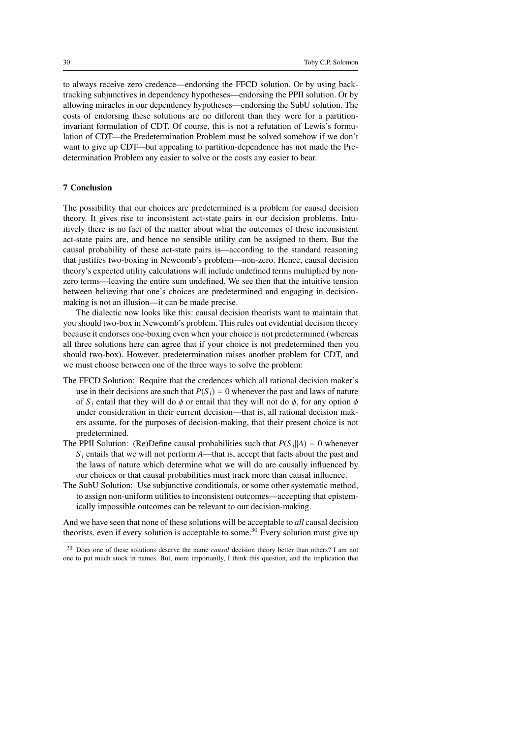to always receive zero credence—endorsing the FFCD solution. Or by using backtracking subjunctives in dependency hypotheses—endorsing the PPII solution. Or by allowing miracles in our dependency hypotheses—endorsing the SubU solution. The costs of endorsing these solutions are no different than they were for a partition-invariant formulation of CDT. Of course, this is not a refutation of Lewis's formulation of CDT—the Predetermination Problem must be solved somehow if we don't want to give up CDT—but appealing to partition-dependence has not made the Predetermination Problem any easier to solve or the costs any easier to bear.

## 7 Conclusion

The possibility that our choices are predetermined is a problem for causal decision theory. It gives rise to inconsistent act-state pairs in our decision problems. Intuitively there is no fact of the matter about what the outcomes of these inconsistent act-state pairs are, and hence no sensible utility can be assigned to them. But the causal probability of these act-state pairs is—according to the standard reasoning that justifies two-boxing in Newcomb's problem—non-zero. Hence, causal decision theory's expected utility calculations will include undefined terms multiplied by non-zero terms—leaving the entire sum undefined. We see then that the intuitive tension between believing that one's choices are predetermined and engaging in decision-making is not an illusion—it can be made precise.

The dialectic now looks like this: causal decision theorists want to maintain that you should two-box in Newcomb's problem. This rules out evidential decision theory because it endorses one-boxing even when your choice is not predetermined (whereas all three solutions here can agree that if your choice is not predetermined then you should two-box). However, predetermination raises another problem for CDT, and we must choose between one of the three ways to solve the problem:

- The FFCD Solution: Require that the credences which all rational decision maker's use in their decisions are such that $P(S_i) = 0$ whenever the past and laws of nature of $S_i$ entail that they will do $\phi$ or entail that they will not do $\phi$, for any option $\phi$ under consideration in their current decision—that is, all rational decision makers assume, for the purposes of decision-making, that their present choice is not predetermined.
- The PPII Solution: (Re)Define causal probabilities such that $P(S_i \| A) = 0$ whenever $S_i$ entails that we will not perform $A$—that is, accept that facts about the past and the laws of nature which determine what we will do are causally influenced by our choices or that causal probabilities must track more than causal influence.
- The SubU Solution: Use subjunctive conditionals, or some other systematic method, to assign non-uniform utilities to inconsistent outcomes—accepting that epistemically impossible outcomes can be relevant to our decision-making.

And we have seen that none of these solutions will be acceptable to *all* causal decision theorists, even if every solution is acceptable to some.[30] Every solution must give up

[30] Does one of these solutions deserve the name *causal* decision theory better than others? I am not one to put much stock in names. But, more importantly, I think this question, and the implication that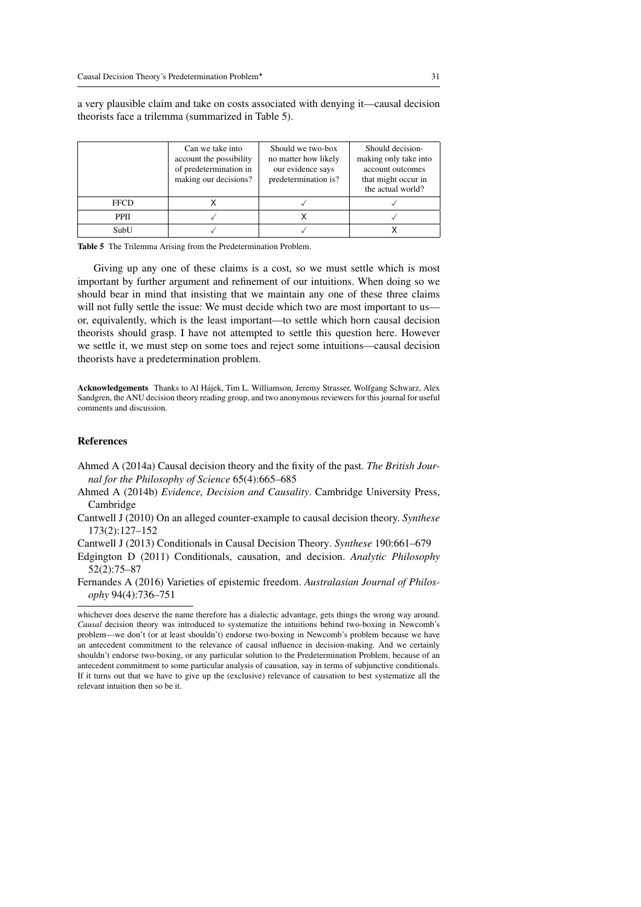a very plausible claim and take on costs associated with denying it—causal decision theorists face a trilemma (summarized in Table 5).

| | Can we take into account the possibility of predetermination in making our decisions? | Should we two-box no matter how likely our evidence says predetermination is? | Should decision-making only take into account outcomes that might occur in the actual world? |
|---|---|---|---|
| FFCD | X | ✓ | ✓ |
| PPII | ✓ | X | ✓ |
| SubU | ✓ | ✓ | X |

**Table 5** The Trilemma Arising from the Predetermination Problem.

Giving up any one of these claims is a cost, so we must settle which is most important by further argument and refinement of our intuitions. When doing so we should bear in mind that insisting that we maintain any one of these three claims will not fully settle the issue: We must decide which two are most important to us—or, equivalently, which is the least important—to settle which horn causal decision theorists should grasp. I have not attempted to settle this question here. However we settle it, we must step on some toes and reject some intuitions—causal decision theorists have a predetermination problem.

**Acknowledgements** Thanks to Al Hájek, Tim L. Williamson, Jeremy Strasser, Wolfgang Schwarz, Alex Sandgren, the ANU decision theory reading group, and two anonymous reviewers for this journal for useful comments and discussion.

## References

Ahmed A (2014a) Causal decision theory and the fixity of the past. *The British Journal for the Philosophy of Science* 65(4):665–685

Ahmed A (2014b) *Evidence, Decision and Causality*. Cambridge University Press, Cambridge

Cantwell J (2010) On an alleged counter-example to causal decision theory. *Synthese* 173(2):127–152

Cantwell J (2013) Conditionals in Causal Decision Theory. *Synthese* 190:661–679

Edgington D (2011) Conditionals, causation, and decision. *Analytic Philosophy* 52(2):75–87

Fernandes A (2016) Varieties of epistemic freedom. *Australasian Journal of Philosophy* 94(4):736–751

whichever does deserve the name therefore has a dialectic advantage, gets things the wrong way around. *Causal* decision theory was introduced to systematize the intuitions behind two-boxing in Newcomb's problem—we don't (or at least shouldn't) endorse two-boxing in Newcomb's problem because we have an antecedent commitment to the relevance of causal influence in decision-making. And we certainly shouldn't endorse two-boxing, or any particular solution to the Predetermination Problem, because of an antecedent commitment to some particular analysis of causation, say in terms of subjunctive conditionals. If it turns out that we have to give up the (exclusive) relevance of causation to best systematize all the relevant intuition then so be it.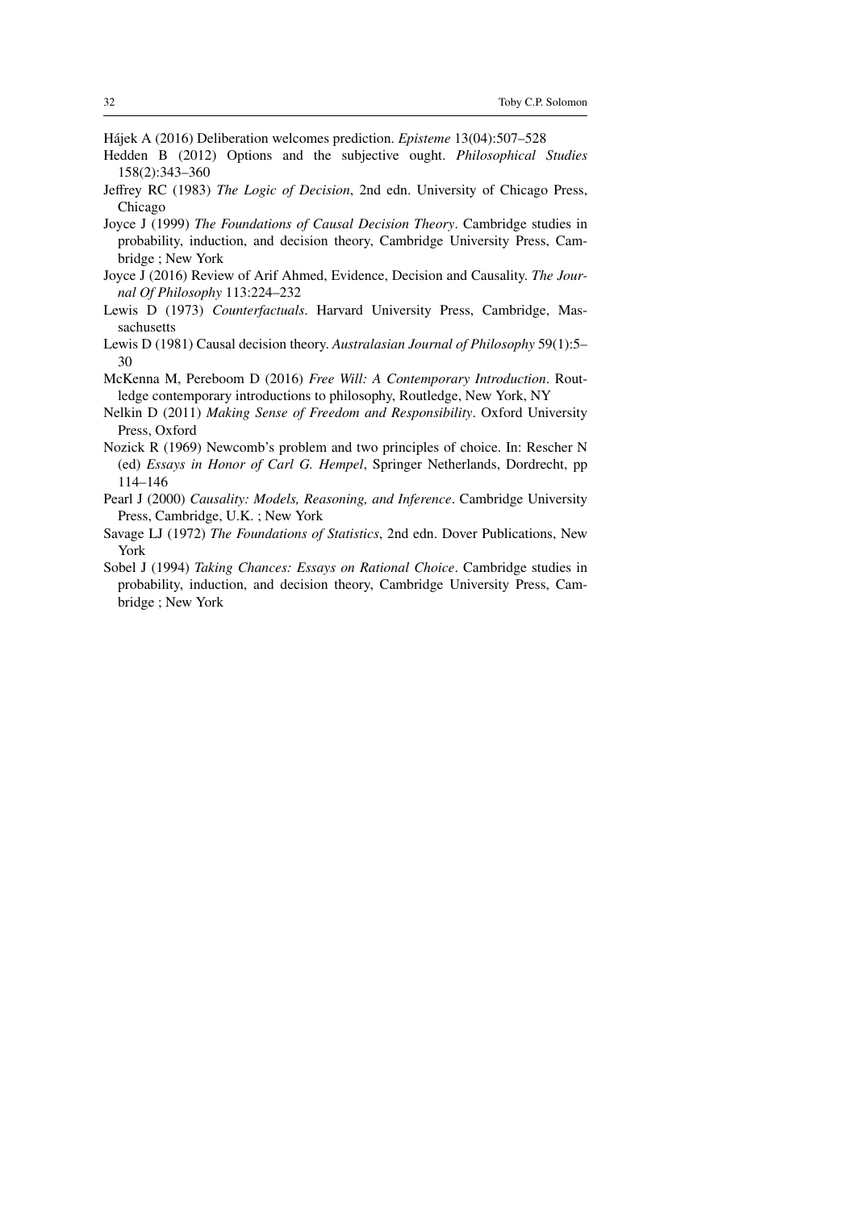Hájek A (2016) Deliberation welcomes prediction. *Episteme* 13(04):507–528

Hedden B (2012) Options and the subjective ought. *Philosophical Studies* 158(2):343–360

Jeffrey RC (1983) *The Logic of Decision*, 2nd edn. University of Chicago Press, Chicago

Joyce J (1999) *The Foundations of Causal Decision Theory*. Cambridge studies in probability, induction, and decision theory, Cambridge University Press, Cambridge ; New York

Joyce J (2016) Review of Arif Ahmed, Evidence, Decision and Causality. *The Journal Of Philosophy* 113:224–232

Lewis D (1973) *Counterfactuals*. Harvard University Press, Cambridge, Massachusetts

Lewis D (1981) Causal decision theory. *Australasian Journal of Philosophy* 59(1):5–30

McKenna M, Pereboom D (2016) *Free Will: A Contemporary Introduction*. Routledge contemporary introductions to philosophy, Routledge, New York, NY

Nelkin D (2011) *Making Sense of Freedom and Responsibility*. Oxford University Press, Oxford

Nozick R (1969) Newcomb's problem and two principles of choice. In: Rescher N (ed) *Essays in Honor of Carl G. Hempel*, Springer Netherlands, Dordrecht, pp 114–146

Pearl J (2000) *Causality: Models, Reasoning, and Inference*. Cambridge University Press, Cambridge, U.K. ; New York

Savage LJ (1972) *The Foundations of Statistics*, 2nd edn. Dover Publications, New York

Sobel J (1994) *Taking Chances: Essays on Rational Choice*. Cambridge studies in probability, induction, and decision theory, Cambridge University Press, Cambridge ; New York